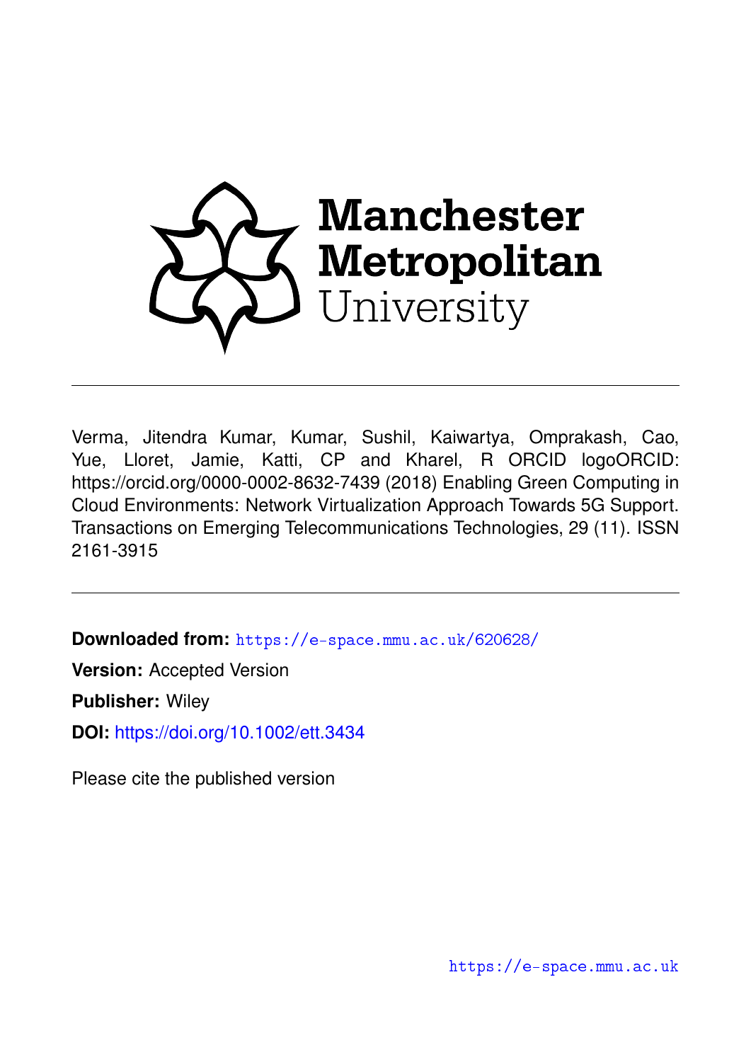Manchester Metropolitan University

Verma, Jitendra Kumar, Kumar, Sushil, Kaiwartya, Omprakash, Cao, Yue, Lloret, Jamie, Katti, CP and Kharel, R ORCID logoORCID: https://orcid.org/0000-0002-8632-7439 (2018) Enabling Green Computing in Cloud Environments: Network Virtualization Approach Towards 5G Support. Transactions on Emerging Telecommunications Technologies, 29 (11). ISSN 2161-3915

---

**Downloaded from:** https://e-space.mmu.ac.uk/620628/

**Version:** Accepted Version

**Publisher:** Wiley

**DOI:** https://doi.org/10.1002/ett.3434

Please cite the published version

https://e-space.mmu.ac.uk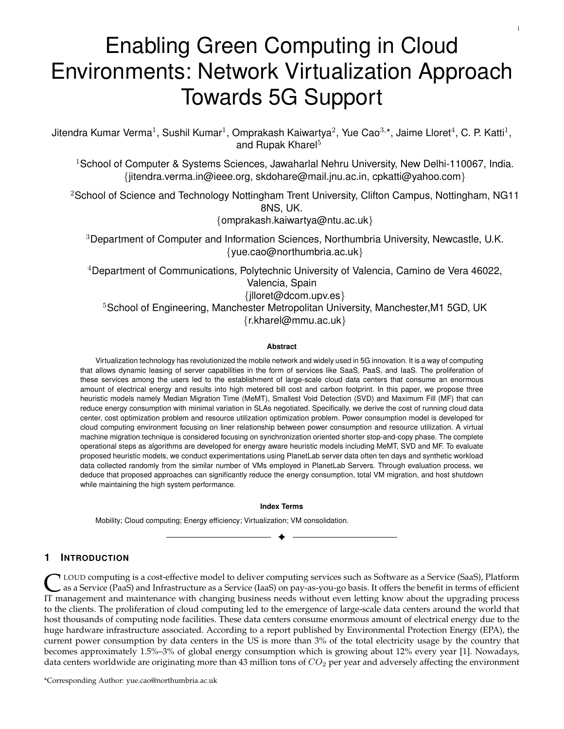# Enabling Green Computing in Cloud Environments: Network Virtualization Approach Towards 5G Support

Jitendra Kumar Verma[1], Sushil Kumar[1], Omprakash Kaiwartya[2], Yue Cao[3,*], Jaime Lloret[4], C. P. Katti[1], and Rupak Kharel[5]

[1]School of Computer & Systems Sciences, Jawaharlal Nehru University, New Delhi-110067, India. {jitendra.verma.in@ieee.org, skdohare@mail.jnu.ac.in, cpkatti@yahoo.com}

[2]School of Science and Technology Nottingham Trent University, Clifton Campus, Nottingham, NG11 8NS, UK. {omprakash.kaiwartya@ntu.ac.uk}

[3]Department of Computer and Information Sciences, Northumbria University, Newcastle, U.K. {yue.cao@northumbria.ac.uk}

[4]Department of Communications, Polytechnic University of Valencia, Camino de Vera 46022, Valencia, Spain {jlloret@dcom.upv.es}

[5]School of Engineering, Manchester Metropolitan University, Manchester,M1 5GD, UK {r.kharel@mmu.ac.uk}

**Abstract**

Virtualization technology has revolutionized the mobile network and widely used in 5G innovation. It is a way of computing that allows dynamic leasing of server capabilities in the form of services like SaaS, PaaS, and IaaS. The proliferation of these services among the users led to the establishment of large-scale cloud data centers that consume an enormous amount of electrical energy and results into high metered bill cost and carbon footprint. In this paper, we propose three heuristic models namely Median Migration Time (MeMT), Smallest Void Detection (SVD) and Maximum Fill (MF) that can reduce energy consumption with minimal variation in SLAs negotiated. Specifically, we derive the cost of running cloud data center, cost optimization problem and resource utilization optimization problem. Power consumption model is developed for cloud computing environment focusing on liner relationship between power consumption and resource utilization. A virtual machine migration technique is considered focusing on synchronization oriented shorter stop-and-copy phase. The complete operational steps as algorithms are developed for energy aware heuristic models including MeMT, SVD and MF. To evaluate proposed heuristic models, we conduct experimentations using PlanetLab server data often ten days and synthetic workload data collected randomly from the similar number of VMs employed in PlanetLab Servers. Through evaluation process, we deduce that proposed approaches can significantly reduce the energy consumption, total VM migration, and host shutdown while maintaining the high system performance.

**Index Terms**

Mobility; Cloud computing; Energy efficiency; Virtualization; VM consolidation.

## 1 Introduction

Cloud computing is a cost-effective model to deliver computing services such as Software as a Service (SaaS), Platform as a Service (PaaS) and Infrastructure as a Service (IaaS) on pay-as-you-go basis. It offers the benefit in terms of efficient IT management and maintenance with changing business needs without even letting know about the upgrading process to the clients. The proliferation of cloud computing led to the emergence of large-scale data centers around the world that host thousands of computing node facilities. These data centers consume enormous amount of electrical energy due to the huge hardware infrastructure associated. According to a report published by Environmental Protection Energy (EPA), the current power consumption by data centers in the US is more than 3% of the total electricity usage by the country that becomes approximately 1.5%–3% of global energy consumption which is growing about 12% every year [1]. Nowadays, data centers worldwide are originating more than 43 million tons of $CO_2$ per year and adversely affecting the environment

*Corresponding Author: yue.cao@northumbria.ac.uk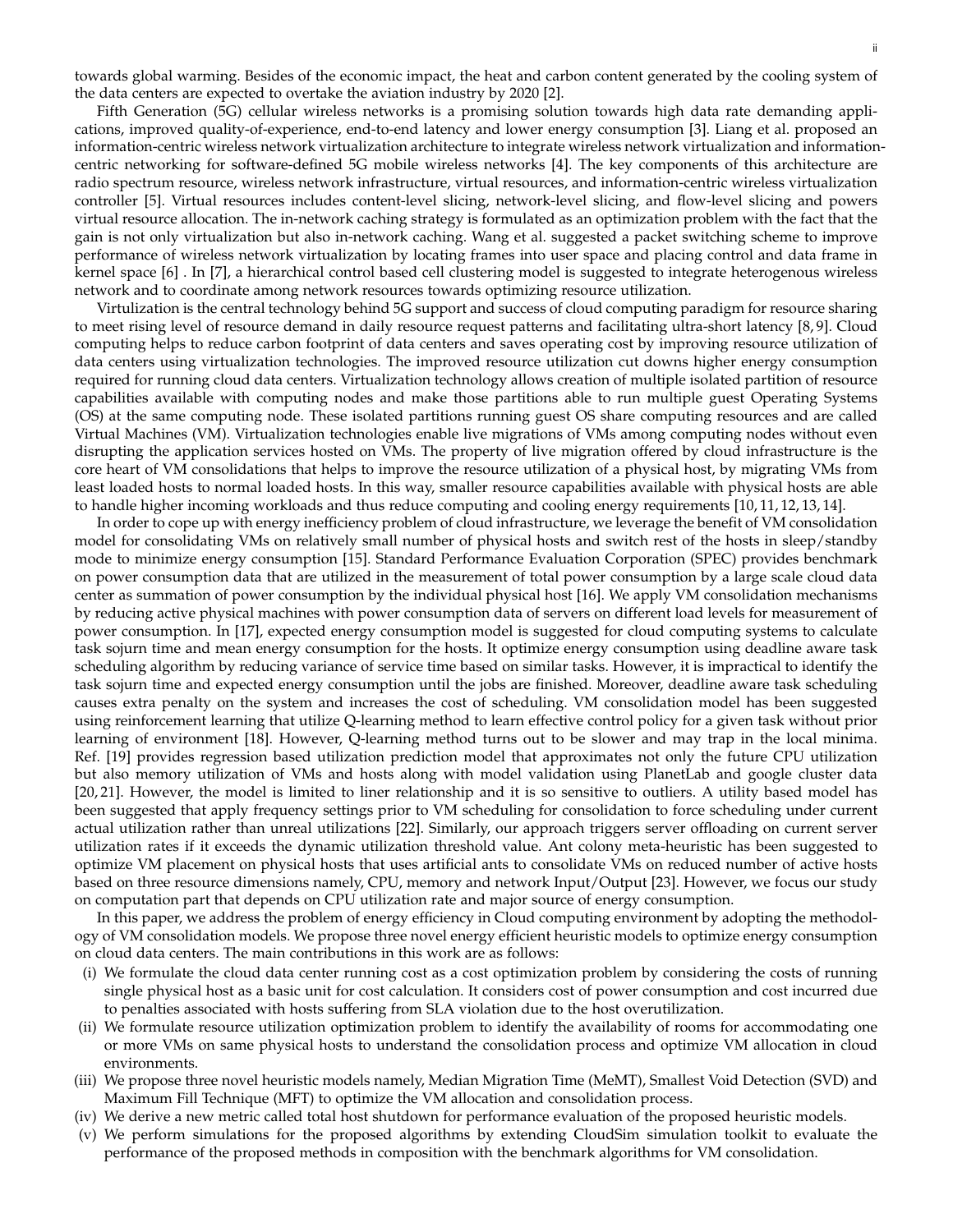towards global warming. Besides of the economic impact, the heat and carbon content generated by the cooling system of the data centers are expected to overtake the aviation industry by 2020 [2].

Fifth Generation (5G) cellular wireless networks is a promising solution towards high data rate demanding applications, improved quality-of-experience, end-to-end latency and lower energy consumption [3]. Liang et al. proposed an information-centric wireless network virtualization architecture to integrate wireless network virtualization and information-centric networking for software-defined 5G mobile wireless networks [4]. The key components of this architecture are radio spectrum resource, wireless network infrastructure, virtual resources, and information-centric wireless virtualization controller [5]. Virtual resources includes content-level slicing, network-level slicing, and flow-level slicing and powers virtual resource allocation. The in-network caching strategy is formulated as an optimization problem with the fact that the gain is not only virtualization but also in-network caching. Wang et al. suggested a packet switching scheme to improve performance of wireless network virtualization by locating frames into user space and placing control and data frame in kernel space [6] . In [7], a hierarchical control based cell clustering model is suggested to integrate heterogenous wireless network and to coordinate among network resources towards optimizing resource utilization.

Virtulization is the central technology behind 5G support and success of cloud computing paradigm for resource sharing to meet rising level of resource demand in daily resource request patterns and facilitating ultra-short latency [8, 9]. Cloud computing helps to reduce carbon footprint of data centers and saves operating cost by improving resource utilization of data centers using virtualization technologies. The improved resource utilization cut downs higher energy consumption required for running cloud data centers. Virtualization technology allows creation of multiple isolated partition of resource capabilities available with computing nodes and make those partitions able to run multiple guest Operating Systems (OS) at the same computing node. These isolated partitions running guest OS share computing resources and are called Virtual Machines (VM). Virtualization technologies enable live migrations of VMs among computing nodes without even disrupting the application services hosted on VMs. The property of live migration offered by cloud infrastructure is the core heart of VM consolidations that helps to improve the resource utilization of a physical host, by migrating VMs from least loaded hosts to normal loaded hosts. In this way, smaller resource capabilities available with physical hosts are able to handle higher incoming workloads and thus reduce computing and cooling energy requirements [10, 11, 12, 13, 14].

In order to cope up with energy inefficiency problem of cloud infrastructure, we leverage the benefit of VM consolidation model for consolidating VMs on relatively small number of physical hosts and switch rest of the hosts in sleep/standby mode to minimize energy consumption [15]. Standard Performance Evaluation Corporation (SPEC) provides benchmark on power consumption data that are utilized in the measurement of total power consumption by a large scale cloud data center as summation of power consumption by the individual physical host [16]. We apply VM consolidation mechanisms by reducing active physical machines with power consumption data of servers on different load levels for measurement of power consumption. In [17], expected energy consumption model is suggested for cloud computing systems to calculate task sojurn time and mean energy consumption for the hosts. It optimize energy consumption using deadline aware task scheduling algorithm by reducing variance of service time based on similar tasks. However, it is impractical to identify the task sojurn time and expected energy consumption until the jobs are finished. Moreover, deadline aware task scheduling causes extra penalty on the system and increases the cost of scheduling. VM consolidation model has been suggested using reinforcement learning that utilize Q-learning method to learn effective control policy for a given task without prior learning of environment [18]. However, Q-learning method turns out to be slower and may trap in the local minima. Ref. [19] provides regression based utilization prediction model that approximates not only the future CPU utilization but also memory utilization of VMs and hosts along with model validation using PlanetLab and google cluster data [20, 21]. However, the model is limited to liner relationship and it is so sensitive to outliers. A utility based model has been suggested that apply frequency settings prior to VM scheduling for consolidation to force scheduling under current actual utilization rather than unreal utilizations [22]. Similarly, our approach triggers server offloading on current server utilization rates if it exceeds the dynamic utilization threshold value. Ant colony meta-heuristic has been suggested to optimize VM placement on physical hosts that uses artificial ants to consolidate VMs on reduced number of active hosts based on three resource dimensions namely, CPU, memory and network Input/Output [23]. However, we focus our study on computation part that depends on CPU utilization rate and major source of energy consumption.

In this paper, we address the problem of energy efficiency in Cloud computing environment by adopting the methodology of VM consolidation models. We propose three novel energy efficient heuristic models to optimize energy consumption on cloud data centers. The main contributions in this work are as follows:

(i) We formulate the cloud data center running cost as a cost optimization problem by considering the costs of running single physical host as a basic unit for cost calculation. It considers cost of power consumption and cost incurred due to penalties associated with hosts suffering from SLA violation due to the host overutilization.
(ii) We formulate resource utilization optimization problem to identify the availability of rooms for accommodating one or more VMs on same physical hosts to understand the consolidation process and optimize VM allocation in cloud environments.
(iii) We propose three novel heuristic models namely, Median Migration Time (MeMT), Smallest Void Detection (SVD) and Maximum Fill Technique (MFT) to optimize the VM allocation and consolidation process.
(iv) We derive a new metric called total host shutdown for performance evaluation of the proposed heuristic models.
(v) We perform simulations for the proposed algorithms by extending CloudSim simulation toolkit to evaluate the performance of the proposed methods in composition with the benchmark algorithms for VM consolidation.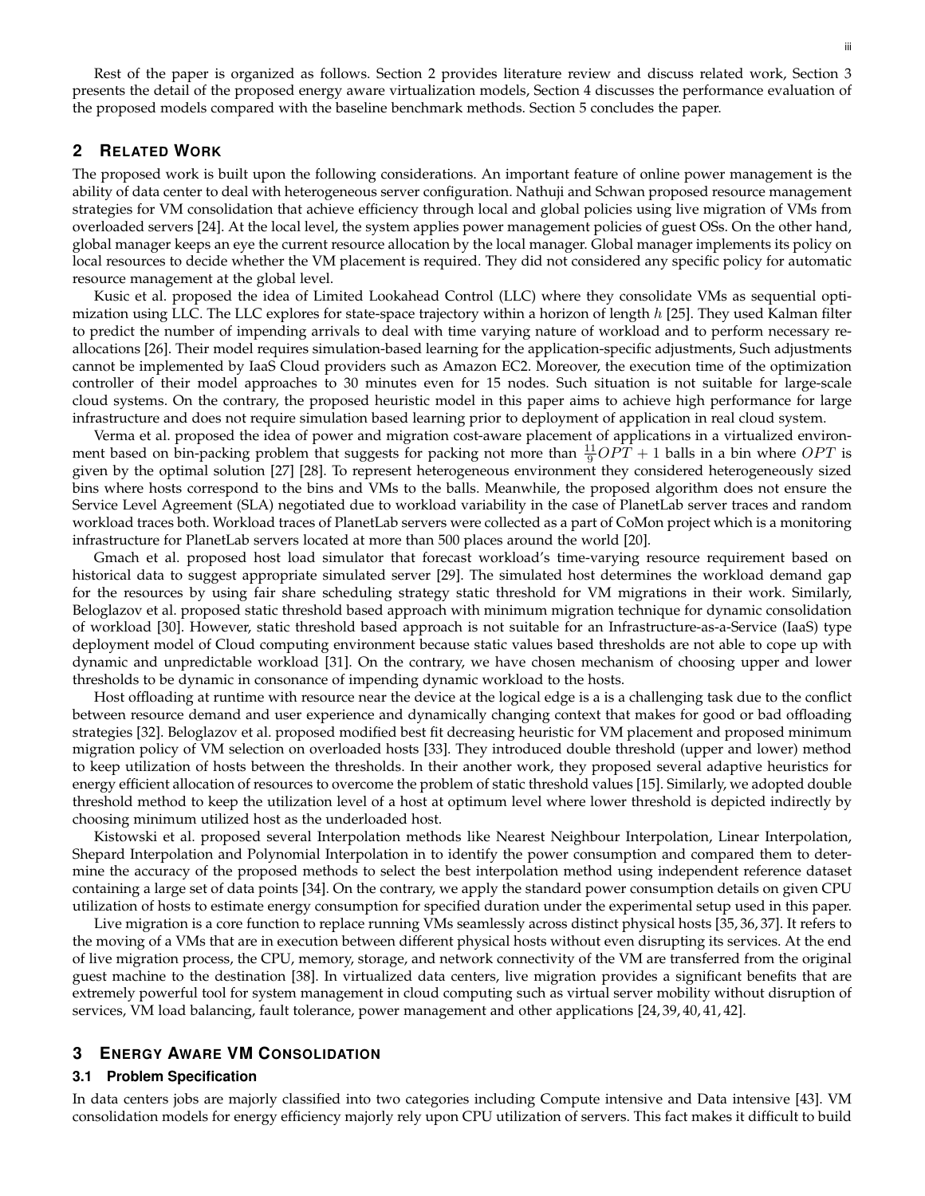Rest of the paper is organized as follows. Section 2 provides literature review and discuss related work, Section 3 presents the detail of the proposed energy aware virtualization models, Section 4 discusses the performance evaluation of the proposed models compared with the baseline benchmark methods. Section 5 concludes the paper.

## 2 Related Work

The proposed work is built upon the following considerations. An important feature of online power management is the ability of data center to deal with heterogeneous server configuration. Nathuji and Schwan proposed resource management strategies for VM consolidation that achieve efficiency through local and global policies using live migration of VMs from overloaded servers [24]. At the local level, the system applies power management policies of guest OSs. On the other hand, global manager keeps an eye the current resource allocation by the local manager. Global manager implements its policy on local resources to decide whether the VM placement is required. They did not considered any specific policy for automatic resource management at the global level.

Kusic et al. proposed the idea of Limited Lookahead Control (LLC) where they consolidate VMs as sequential optimization using LLC. The LLC explores for state-space trajectory within a horizon of length $h$ [25]. They used Kalman filter to predict the number of impending arrivals to deal with time varying nature of workload and to perform necessary reallocations [26]. Their model requires simulation-based learning for the application-specific adjustments, Such adjustments cannot be implemented by IaaS Cloud providers such as Amazon EC2. Moreover, the execution time of the optimization controller of their model approaches to 30 minutes even for 15 nodes. Such situation is not suitable for large-scale cloud systems. On the contrary, the proposed heuristic model in this paper aims to achieve high performance for large infrastructure and does not require simulation based learning prior to deployment of application in real cloud system.

Verma et al. proposed the idea of power and migration cost-aware placement of applications in a virtualized environment based on bin-packing problem that suggests for packing not more than $\frac{11}{9}OPT + 1$ balls in a bin where $OPT$ is given by the optimal solution [27] [28]. To represent heterogeneous environment they considered heterogeneously sized bins where hosts correspond to the bins and VMs to the balls. Meanwhile, the proposed algorithm does not ensure the Service Level Agreement (SLA) negotiated due to workload variability in the case of PlanetLab server traces and random workload traces both. Workload traces of PlanetLab servers were collected as a part of CoMon project which is a monitoring infrastructure for PlanetLab servers located at more than 500 places around the world [20].

Gmach et al. proposed host load simulator that forecast workload's time-varying resource requirement based on historical data to suggest appropriate simulated server [29]. The simulated host determines the workload demand gap for the resources by using fair share scheduling strategy static threshold for VM migrations in their work. Similarly, Beloglazov et al. proposed static threshold based approach with minimum migration technique for dynamic consolidation of workload [30]. However, static threshold based approach is not suitable for an Infrastructure-as-a-Service (IaaS) type deployment model of Cloud computing environment because static values based thresholds are not able to cope up with dynamic and unpredictable workload [31]. On the contrary, we have chosen mechanism of choosing upper and lower thresholds to be dynamic in consonance of impending dynamic workload to the hosts.

Host offloading at runtime with resource near the device at the logical edge is a is a challenging task due to the conflict between resource demand and user experience and dynamically changing context that makes for good or bad offloading strategies [32]. Beloglazov et al. proposed modified best fit decreasing heuristic for VM placement and proposed minimum migration policy of VM selection on overloaded hosts [33]. They introduced double threshold (upper and lower) method to keep utilization of hosts between the thresholds. In their another work, they proposed several adaptive heuristics for energy efficient allocation of resources to overcome the problem of static threshold values [15]. Similarly, we adopted double threshold method to keep the utilization level of a host at optimum level where lower threshold is depicted indirectly by choosing minimum utilized host as the underloaded host.

Kistowski et al. proposed several Interpolation methods like Nearest Neighbour Interpolation, Linear Interpolation, Shepard Interpolation and Polynomial Interpolation in to identify the power consumption and compared them to determine the accuracy of the proposed methods to select the best interpolation method using independent reference dataset containing a large set of data points [34]. On the contrary, we apply the standard power consumption details on given CPU utilization of hosts to estimate energy consumption for specified duration under the experimental setup used in this paper.

Live migration is a core function to replace running VMs seamlessly across distinct physical hosts [35, 36, 37]. It refers to the moving of a VMs that are in execution between different physical hosts without even disrupting its services. At the end of live migration process, the CPU, memory, storage, and network connectivity of the VM are transferred from the original guest machine to the destination [38]. In virtualized data centers, live migration provides a significant benefits that are extremely powerful tool for system management in cloud computing such as virtual server mobility without disruption of services, VM load balancing, fault tolerance, power management and other applications [24, 39, 40, 41, 42].

## 3 Energy Aware VM Consolidation

### 3.1 Problem Specification

In data centers jobs are majorly classified into two categories including Compute intensive and Data intensive [43]. VM consolidation models for energy efficiency majorly rely upon CPU utilization of servers. This fact makes it difficult to build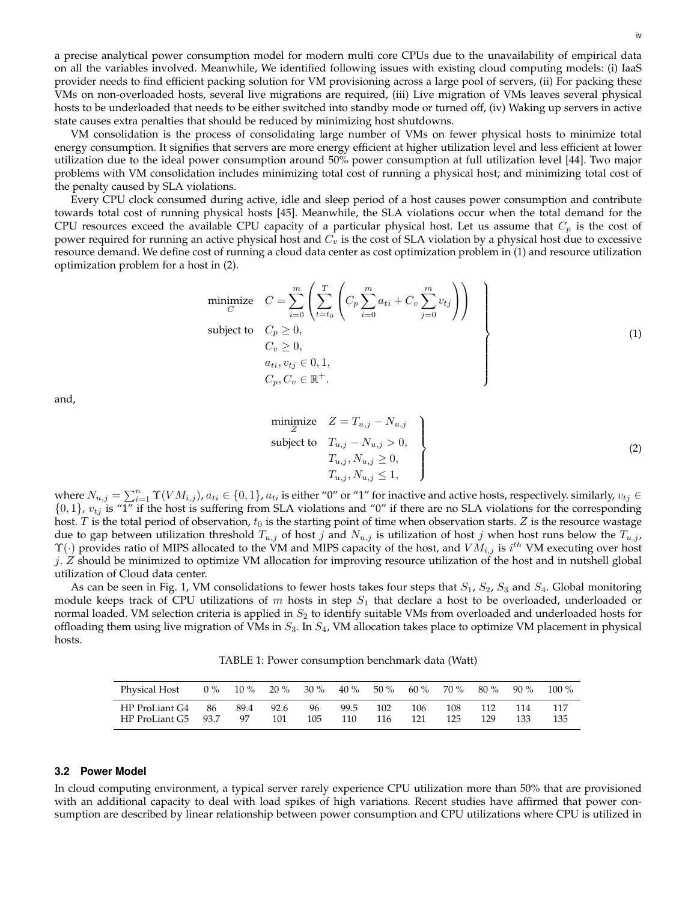a precise analytical power consumption model for modern multi core CPUs due to the unavailability of empirical data on all the variables involved. Meanwhile, We identified following issues with existing cloud computing models: (i) IaaS provider needs to find efficient packing solution for VM provisioning across a large pool of servers, (ii) For packing these VMs on non-overloaded hosts, several live migrations are required, (iii) Live migration of VMs leaves several physical hosts to be underloaded that needs to be either switched into standby mode or turned off, (iv) Waking up servers in active state causes extra penalties that should be reduced by minimizing host shutdowns.

VM consolidation is the process of consolidating large number of VMs on fewer physical hosts to minimize total energy consumption. It signifies that servers are more energy efficient at higher utilization level and less efficient at lower utilization due to the ideal power consumption around 50% power consumption at full utilization level [44]. Two major problems with VM consolidation includes minimizing total cost of running a physical host; and minimizing total cost of the penalty caused by SLA violations.

Every CPU clock consumed during active, idle and sleep period of a host causes power consumption and contribute towards total cost of running physical hosts [45]. Meanwhile, the SLA violations occur when the total demand for the CPU resources exceed the available CPU capacity of a particular physical host. Let us assume that $C_p$ is the cost of power required for running an active physical host and $C_v$ is the cost of SLA violation by a physical host due to excessive resource demand. We define cost of running a cloud data center as cost optimization problem in (1) and resource utilization optimization problem for a host in (2).

$$
\left.
\begin{aligned}
\underset{C}{\text{minimize}} \quad & C = \sum_{i=0}^{m} \left( \sum_{t=t_0}^{T} \left( C_p \sum_{i=0}^{m} a_{ti} + C_v \sum_{j=0}^{m} v_{tj} \right) \right) \\
\text{subject to} \quad & C_p \geq 0, \\
& C_v \geq 0, \\
& a_{ti}, v_{tj} \in 0, 1, \\
& C_p, C_v \in \mathbb{R}^+.
\end{aligned}
\right\} \tag{1}
$$

and,

$$
\left.
\begin{aligned}
\underset{Z}{\text{minimize}} \quad & Z = T_{u,j} - N_{u,j} \\
\text{subject to} \quad & T_{u,j} - N_{u,j} > 0, \\
& T_{u,j}, N_{u,j} \geq 0, \\
& T_{u,j}, N_{u,j} \leq 1,
\end{aligned}
\right\} \tag{2}
$$

where $N_{u,j} = \sum_{i=1}^{n} \Upsilon(VM_{i,j})$, $a_{ti} \in \{0, 1\}$, $a_{ti}$ is either "0" or "1" for inactive and active hosts, respectively. similarly, $v_{tj} \in \{0, 1\}$, $v_{tj}$ is "1" if the host is suffering from SLA violations and "0" if there are no SLA violations for the corresponding host. $T$ is the total period of observation, $t_0$ is the starting point of time when observation starts. $Z$ is the resource wastage due to gap between utilization threshold $T_{u,j}$ of host $j$ and $N_{u,j}$ is utilization of host $j$ when host runs below the $T_{u,j}$, $\Upsilon(\cdot)$ provides ratio of MIPS allocated to the VM and MIPS capacity of the host, and $VM_{i,j}$ is $i^{th}$ VM executing over host $j$. $Z$ should be minimized to optimize VM allocation for improving resource utilization of the host and in nutshell global utilization of Cloud data center.

As can be seen in Fig. 1, VM consolidations to fewer hosts takes four steps that $S_1$, $S_2$, $S_3$ and $S_4$. Global monitoring module keeps track of CPU utilizations of $m$ hosts in step $S_1$ that declare a host to be overloaded, underloaded or normal loaded. VM selection criteria is applied in $S_2$ to identify suitable VMs from overloaded and underloaded hosts for offloading them using live migration of VMs in $S_3$. In $S_4$, VM allocation takes place to optimize VM placement in physical hosts.

TABLE 1: Power consumption benchmark data (Watt)

| Physical Host | 0 % | 10 % | 20 % | 30 % | 40 % | 50 % | 60 % | 70 % | 80 % | 90 % | 100 % |
|---|---|---|---|---|---|---|---|---|---|---|---|
| HP ProLiant G4 | 86 | 89.4 | 92.6 | 96 | 99.5 | 102 | 106 | 108 | 112 | 114 | 117 |
| HP ProLiant G5 | 93.7 | 97 | 101 | 105 | 110 | 116 | 121 | 125 | 129 | 133 | 135 |

### 3.2 Power Model

In cloud computing environment, a typical server rarely experience CPU utilization more than 50% that are provisioned with an additional capacity to deal with load spikes of high variations. Recent studies have affirmed that power consumption are described by linear relationship between power consumption and CPU utilizations where CPU is utilized in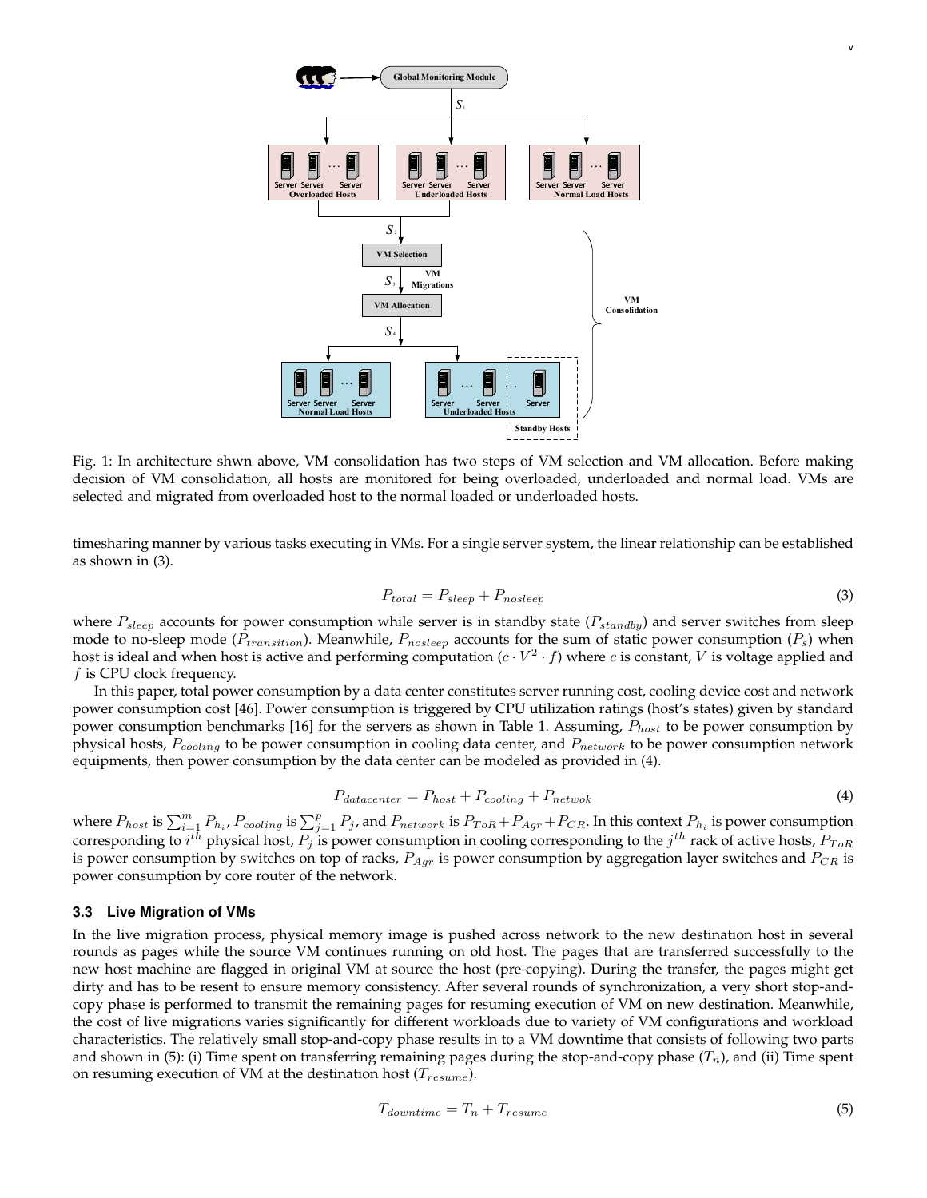Fig. 1: In architecture shwn above, VM consolidation has two steps of VM selection and VM allocation. Before making decision of VM consolidation, all hosts are monitored for being overloaded, underloaded and normal load. VMs are selected and migrated from overloaded host to the normal loaded or underloaded hosts.

timesharing manner by various tasks executing in VMs. For a single server system, the linear relationship can be established as shown in (3).

$$P_{total} = P_{sleep} + P_{nosleep} \tag{3}$$

where $P_{sleep}$ accounts for power consumption while server is in standby state ($P_{standby}$) and server switches from sleep mode to no-sleep mode ($P_{transition}$). Meanwhile, $P_{nosleep}$ accounts for the sum of static power consumption ($P_s$) when host is ideal and when host is active and performing computation ($c \cdot V^2 \cdot f$) where $c$ is constant, $V$ is voltage applied and $f$ is CPU clock frequency.

In this paper, total power consumption by a data center constitutes server running cost, cooling device cost and network power consumption cost [46]. Power consumption is triggered by CPU utilization ratings (host's states) given by standard power consumption benchmarks [16] for the servers as shown in Table 1. Assuming, $P_{host}$ to be power consumption by physical hosts, $P_{cooling}$ to be power consumption in cooling data center, and $P_{network}$ to be power consumption network equipments, then power consumption by the data center can be modeled as provided in (4).

$$P_{datacenter} = P_{host} + P_{cooling} + P_{netwok} \tag{4}$$

where $P_{host}$ is $\sum_{i=1}^{m} P_{h_i}$, $P_{cooling}$ is $\sum_{j=1}^{p} P_j$, and $P_{network}$ is $P_{ToR} + P_{Agr} + P_{CR}$. In this context $P_{h_i}$ is power consumption corresponding to $i^{th}$ physical host, $P_j$ is power consumption in cooling corresponding to the $j^{th}$ rack of active hosts, $P_{ToR}$ is power consumption by switches on top of racks, $P_{Agr}$ is power consumption by aggregation layer switches and $P_{CR}$ is power consumption by core router of the network.

### 3.3 Live Migration of VMs

In the live migration process, physical memory image is pushed across network to the new destination host in several rounds as pages while the source VM continues running on old host. The pages that are transferred successfully to the new host machine are flagged in original VM at source the host (pre-copying). During the transfer, the pages might get dirty and has to be resent to ensure memory consistency. After several rounds of synchronization, a very short stop-and-copy phase is performed to transmit the remaining pages for resuming execution of VM on new destination. Meanwhile, the cost of live migrations varies significantly for different workloads due to variety of VM configurations and workload characteristics. The relatively small stop-and-copy phase results in to a VM downtime that consists of following two parts and shown in (5): (i) Time spent on transferring remaining pages during the stop-and-copy phase ($T_n$), and (ii) Time spent on resuming execution of VM at the destination host ($T_{resume}$).

$$T_{downtime} = T_n + T_{resume} \tag{5}$$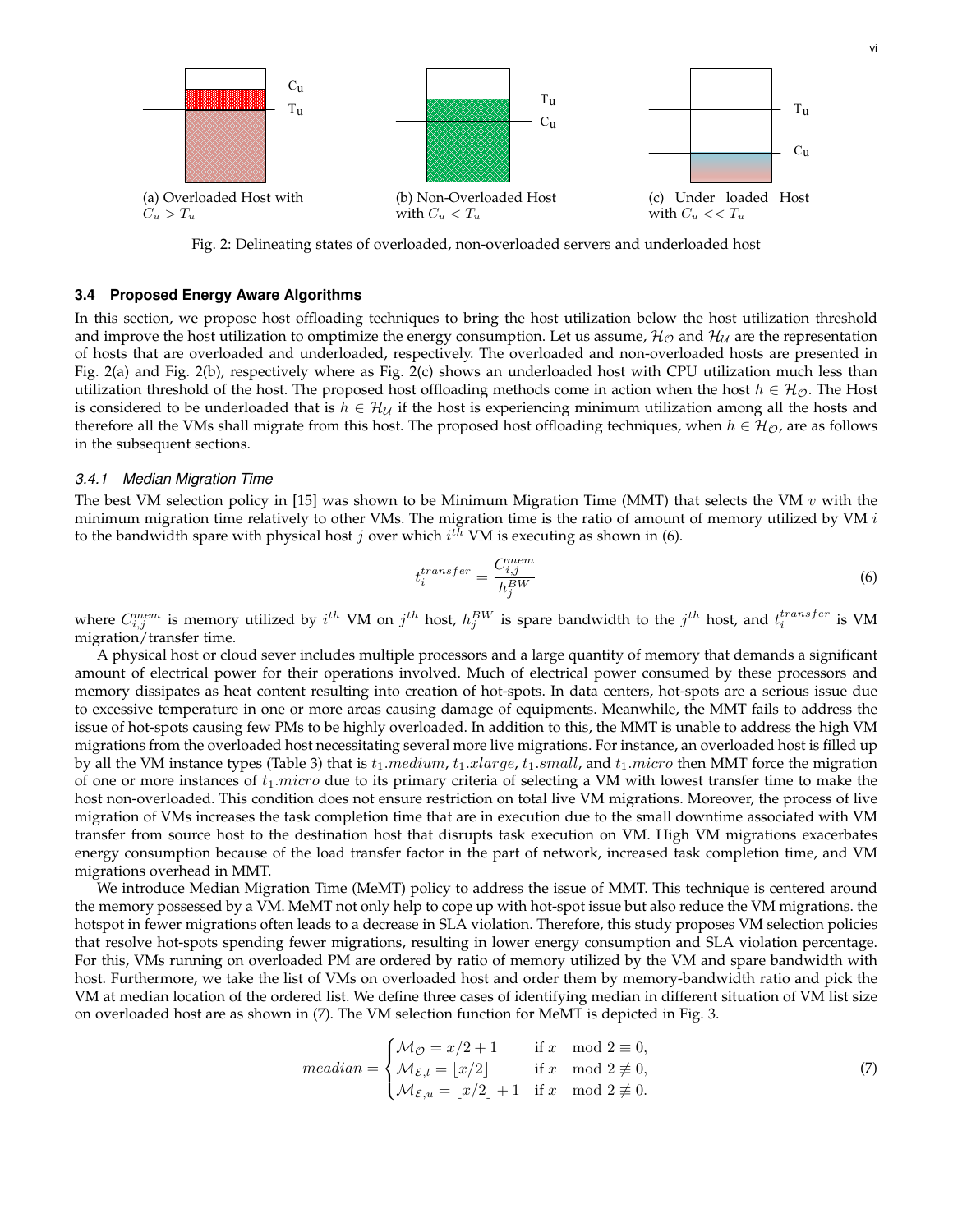C_u
T_u

(a) Overloaded Host with $C_u > T_u$

T_u
C_u

(b) Non-Overloaded Host with $C_u < T_u$

T_u
C_u

(c) Under loaded Host with $C_u << T_u$

Fig. 2: Delineating states of overloaded, non-overloaded servers and underloaded host

### 3.4 Proposed Energy Aware Algorithms

In this section, we propose host offloading techniques to bring the host utilization below the host utilization threshold and improve the host utilization to omptimize the energy consumption. Let us assume, $\mathcal{H}_{\mathcal{O}}$ and $\mathcal{H}_{\mathcal{U}}$ are the representation of hosts that are overloaded and underloaded, respectively. The overloaded and non-overloaded hosts are presented in Fig. 2(a) and Fig. 2(b), respectively where as Fig. 2(c) shows an underloaded host with CPU utilization much less than utilization threshold of the host. The proposed host offloading methods come in action when the host $h \in \mathcal{H}_{\mathcal{O}}$. The Host is considered to be underloaded that is $h \in \mathcal{H}_{\mathcal{U}}$ if the host is experiencing minimum utilization among all the hosts and therefore all the VMs shall migrate from this host. The proposed host offloading techniques, when $h \in \mathcal{H}_{\mathcal{O}}$, are as follows in the subsequent sections.

#### 3.4.1 Median Migration Time

The best VM selection policy in [15] was shown to be Minimum Migration Time (MMT) that selects the VM $v$ with the minimum migration time relatively to other VMs. The migration time is the ratio of amount of memory utilized by VM $i$ to the bandwidth spare with physical host $j$ over which $i^{th}$ VM is executing as shown in (6).

$$t_i^{transfer} = \frac{C_{i,j}^{mem}}{h_j^{BW}} \tag{6}$$

where $C_{i,j}^{mem}$ is memory utilized by $i^{th}$ VM on $j^{th}$ host, $h_j^{BW}$ is spare bandwidth to the $j^{th}$ host, and $t_i^{transfer}$ is VM migration/transfer time.

A physical host or cloud sever includes multiple processors and a large quantity of memory that demands a significant amount of electrical power for their operations involved. Much of electrical power consumed by these processors and memory dissipates as heat content resulting into creation of hot-spots. In data centers, hot-spots are a serious issue due to excessive temperature in one or more areas causing damage of equipments. Meanwhile, the MMT fails to address the issue of hot-spots causing few PMs to be highly overloaded. In addition to this, the MMT is unable to address the high VM migrations from the overloaded host necessitating several more live migrations. For instance, an overloaded host is filled up by all the VM instance types (Table 3) that is $t_1.medium$, $t_1.xlarge$, $t_1.small$, and $t_1.micro$ then MMT force the migration of one or more instances of $t_1.micro$ due to its primary criteria of selecting a VM with lowest transfer time to make the host non-overloaded. This condition does not ensure restriction on total live VM migrations. Moreover, the process of live migration of VMs increases the task completion time that are in execution due to the small downtime associated with VM transfer from source host to the destination host that disrupts task execution on VM. High VM migrations exacerbates energy consumption because of the load transfer factor in the part of network, increased task completion time, and VM migrations overhead in MMT.

We introduce Median Migration Time (MeMT) policy to address the issue of MMT. This technique is centered around the memory possessed by a VM. MeMT not only help to cope up with hot-spot issue but also reduce the VM migrations. the hotspot in fewer migrations often leads to a decrease in SLA violation. Therefore, this study proposes VM selection policies that resolve hot-spots spending fewer migrations, resulting in lower energy consumption and SLA violation percentage. For this, VMs running on overloaded PM are ordered by ratio of memory utilized by the VM and spare bandwidth with host. Furthermore, we take the list of VMs on overloaded host and order them by memory-bandwidth ratio and pick the VM at median location of the ordered list. We define three cases of identifying median in different situation of VM list size on overloaded host are as shown in (7). The VM selection function for MeMT is depicted in Fig. 3.

$$meadian = \begin{cases} \mathcal{M}_{\mathcal{O}} = x/2 + 1 & \text{if } x \mod 2 \equiv 0, \\ \mathcal{M}_{\mathcal{E},l} = \lfloor x/2 \rfloor & \text{if } x \mod 2 \not\equiv 0, \\ \mathcal{M}_{\mathcal{E},u} = \lfloor x/2 \rfloor + 1 & \text{if } x \mod 2 \not\equiv 0. \end{cases} \tag{7}$$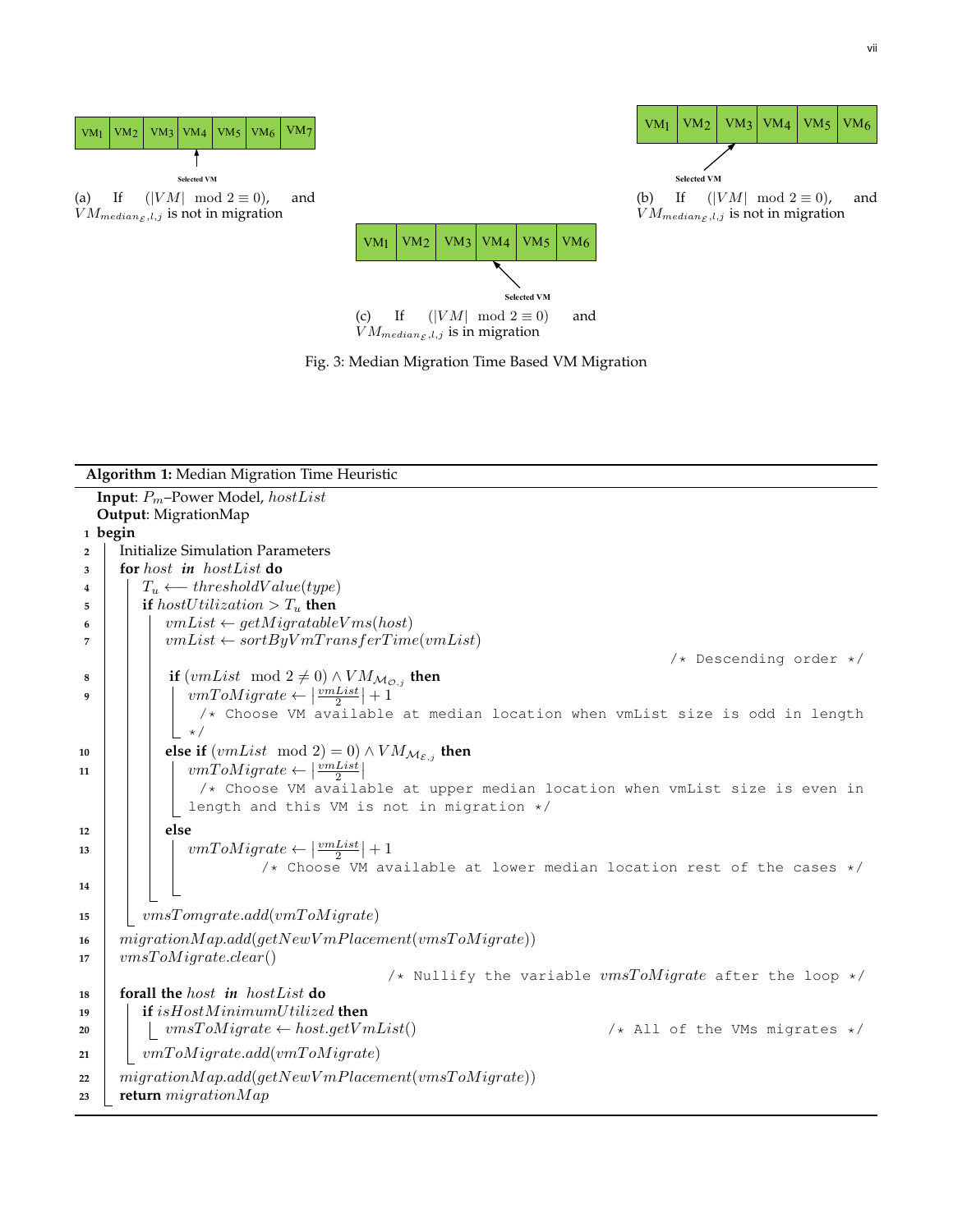| VM1 | VM2 | VM3 | VM4 | VM5 | VM6 | VM7 |
|---|---|---|---|---|---|---|

Selected VM

(a) If $(|VM| \mod 2 \equiv 0)$, and $VM_{median_{\mathcal{E}},l,j}$ is not in migration

| VM1 | VM2 | VM3 | VM4 | VM5 | VM6 |
|---|---|---|---|---|---|

Selected VM

(b) If $(|VM| \mod 2 \equiv 0)$, and $VM_{median_{\mathcal{E}},l,j}$ is not in migration

| VM1 | VM2 | VM3 | VM4 | VM5 | VM6 |
|---|---|---|---|---|---|

Selected VM

(c) If $(|VM| \mod 2 \equiv 0)$ and $VM_{median_{\mathcal{E}},l,j}$ is in migration

Fig. 3: Median Migration Time Based VM Migration

**Algorithm 1:** Median Migration Time Heuristic

```
   Input: P_m–Power Model, hostList
   Output: MigrationMap
1  begin
2      Initialize Simulation Parameters
3      for host in hostList do
4          T_u ⟵ thresholdValue(type)
5          if hostUtilization > T_u then
6              vmList ← getMigratableVms(host)
7              vmList ← sortByVmTransferTime(vmList)
                                                    /* Descending order */
8              if (vmList mod 2 ≠ 0) ∧ VM_{M_{O,j}} then
9                  vmToMigrate ← |vmList/2| + 1
                   /* Choose VM available at median location when vmList size is odd in length */
10             else if (vmList mod 2) = 0) ∧ VM_{M_{E,j}} then
11                 vmToMigrate ← |vmList/2|
                   /* Choose VM available at upper median location when vmList size is even in
                   length and this VM is not in migration */
12             else
13                 vmToMigrate ← |vmList/2| + 1
                   /* Choose VM available at lower median location rest of the cases */
14
15         vmsTomgrate.add(vmToMigrate)
16     migrationMap.add(getNewVmPlacement(vmsToMigrate))
17     vmsToMigrate.clear()
                           /* Nullify the variable vmsToMigrate after the loop */
18     forall the host in hostList do
19         if isHostMinimumUtilized then
20             vmsToMigrate ← host.getVmList()          /* All of the VMs migrates */
21         vmToMigrate.add(vmToMigrate)
22     migrationMap.add(getNewVmPlacement(vmsToMigrate))
23     return migrationMap
```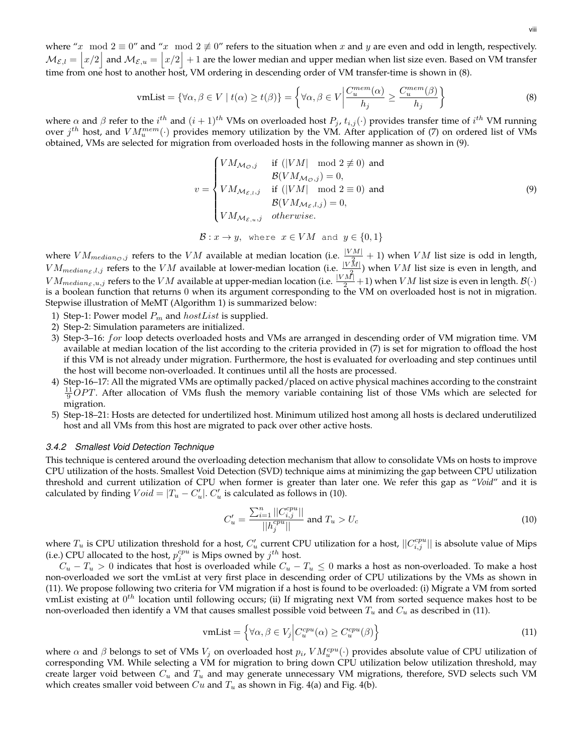where "$x \mod 2 \equiv 0$" and "$x \mod 2 \not\equiv 0$" refers to the situation when $x$ and $y$ are even and odd in length, respectively. $\mathcal{M}_{\mathcal{E},l} = \left\lfloor x/2 \right\rfloor$ and $\mathcal{M}_{\mathcal{E},u} = \left\lfloor x/2 \right\rfloor + 1$ are the lower median and upper median when list size even. Based on VM transfer time from one host to another host, VM ordering in descending order of VM transfer-time is shown in (8).

$$\text{vmList} = \{\forall \alpha, \beta \in V \mid t(\alpha) \geq t(\beta)\} = \left\{\forall \alpha, \beta \in V \middle| \frac{C_u^{mem}(\alpha)}{h_j} \geq \frac{C_u^{mem}(\beta)}{h_j}\right\} \tag{8}$$

where $\alpha$ and $\beta$ refer to the $i^{th}$ and $(i+1)^{th}$ VMs on overloaded host $P_j$, $t_{i,j}(\cdot)$ provides transfer time of $i^{th}$ VM running over $j^{th}$ host, and $VM_u^{mem}(\cdot)$ provides memory utilization by the VM. After application of (7) on ordered list of VMs obtained, VMs are selected for migration from overloaded hosts in the following manner as shown in (9).

$$v = \begin{cases} VM_{\mathcal{M}_{\mathcal{O}},j} & \text{if } (|VM| \mod 2 \not\equiv 0) \text{ and} \\ & \mathcal{B}(VM_{\mathcal{M}_{\mathcal{O}},j}) = 0, \\ VM_{\mathcal{M}_{\mathcal{E},l},j} & \text{if } (|VM| \mod 2 \equiv 0) \text{ and} \\ & \mathcal{B}(VM_{\mathcal{M}_{\mathcal{E},l},j}) = 0, \\ VM_{\mathcal{M}_{\mathcal{E},u},j} & \textit{otherwise.} \end{cases} \tag{9}$$

$$\mathcal{B} : x \rightarrow y, \text{ where } x \in VM \text{ and } y \in \{0, 1\}$$

where $VM_{median_{\mathcal{O}},j}$ refers to the $VM$ available at median location (i.e. $\frac{|VM|}{2} + 1$) when $VM$ list size is odd in length, $VM_{median_{\mathcal{E}},l,j}$ refers to the $VM$ available at lower-median location (i.e. $\frac{|VM|}{2}$) when $VM$ list size is even in length, and $VM_{median_{\mathcal{E}},u,j}$ refers to the $VM$ available at upper-median location (i.e. $\frac{|VM|}{2}+1$) when $VM$ list size is even in length. $\mathcal{B}(\cdot)$ is a boolean function that returns 0 when its argument corresponding to the VM on overloaded host is not in migration. Stepwise illustration of MeMT (Algorithm 1) is summarized below:

1) Step-1: Power model $P_m$ and $hostList$ is supplied.
2) Step-2: Simulation parameters are initialized.
3) Step-3–16: $for$ loop detects overloaded hosts and VMs are arranged in descending order of VM migration time. VM available at median location of the list according to the criteria provided in (7) is set for migration to offload the host if this VM is not already under migration. Furthermore, the host is evaluated for overloading and step continues until the host will become non-overloaded. It continues until all the hosts are processed.
4) Step-16–17: All the migrated VMs are optimally packed/placed on active physical machines according to the constraint $\frac{11}{9}OPT$. After allocation of VMs flush the memory variable containing list of those VMs which are selected for migration.
5) Step-18–21: Hosts are detected for undertilized host. Minimum utilized host among all hosts is declared underutilized host and all VMs from this host are migrated to pack over other active hosts.

#### 3.4.2 Smallest Void Detection Technique

This technique is centered around the overloading detection mechanism that allow to consolidate VMs on hosts to improve CPU utilization of the hosts. Smallest Void Detection (SVD) technique aims at minimizing the gap between CPU utilization threshold and current utilization of CPU when former is greater than later one. We refer this gap as "*Void*" and it is calculated by finding $Void = |T_u - C'_u|$. $C'_u$ is calculated as follows in (10).

$$C'_u = \frac{\sum_{i=1}^{n} ||C_{i,j}^{cpu}||}{||h_j^{cpu}||} \text{ and } T_u > U_c \tag{10}$$

where $T_u$ is CPU utilization threshold for a host, $C'_u$ current CPU utilization for a host, $||C_{i,j}^{cpu}||$ is absolute value of Mips (i.e.) CPU allocated to the host, $p_j^{cpu}$ is Mips owned by $j^{th}$ host.

$C_u - T_u > 0$ indicates that host is overloaded while $C_u - T_u \leq 0$ marks a host as non-overloaded. To make a host non-overloaded we sort the vmList at very first place in descending order of CPU utilizations by the VMs as shown in (11). We propose following two criteria for VM migration if a host is found to be overloaded: (i) Migrate a VM from sorted vmList existing at $0^{th}$ location until following occurs; (ii) If migrating next VM from sorted sequence makes host to be non-overloaded then identify a VM that causes smallest possible void between $T_u$ and $C_u$ as described in (11).

$$\text{vmList} = \left\{\forall \alpha, \beta \in V_j \middle| C_u^{cpu}(\alpha) \geq C_u^{cpu}(\beta)\right\} \tag{11}$$

where $\alpha$ and $\beta$ belongs to set of VMs $V_j$ on overloaded host $p_i$, $VM_u^{cpu}(\cdot)$ provides absolute value of CPU utilization of corresponding VM. While selecting a VM for migration to bring down CPU utilization below utilization threshold, may create larger void between $C_u$ and $T_u$ and may generate unnecessary VM migrations, therefore, SVD selects such VM which creates smaller void between $Cu$ and $T_u$ as shown in Fig. 4(a) and Fig. 4(b).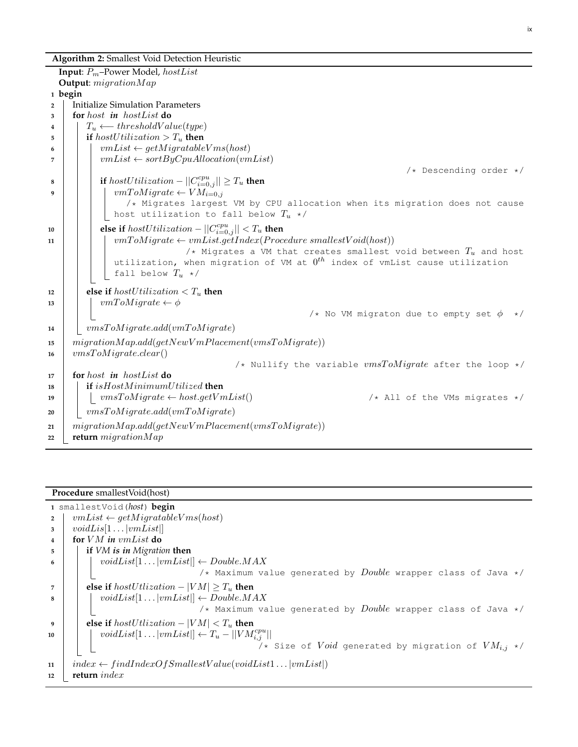**Algorithm 2:** Smallest Void Detection Heuristic

**Input**: $P_m$–Power Model, $hostList$
**Output**: $migrationMap$

```
1  begin
2      Initialize Simulation Parameters
3      for host in hostList do
4          T_u ⟵ thresholdValue(type)
5          if hostUtilization > T_u then
6              vmList ← getMigratableVms(host)
7              vmList ← sortByCpuAllocation(vmList)
                                                        /* Descending order */
8              if hostUtilization − ||C^{cpu}_{i=0,j}|| ≥ T_u then
9                  vmToMigrate ← VM_{i=0,j}
                       /* Migrates largest VM by CPU allocation when its migration does not cause
                       host utilization to fall below T_u */
10             else if hostUtilization − ||C^{cpu}_{i=0,j}|| < T_u then
11                 vmToMigrate ← vmList.getIndex(Procedure smallestVoid(host))
                       /* Migrates a VM that creates smallest void between T_u and host
                       utilization, when migration of VM at 0^{th} index of vmList cause utilization
                       fall below T_u */
12         else if hostUtilization < T_u then
13             vmToMigrate ← φ
                                                /* No VM migraton due to empty set φ */
14         vmsToMigrate.add(vmToMigrate)
15     migrationMap.add(getNewVmPlacement(vmsToMigrate))
16     vmsToMigrate.clear()
                               /* Nullify the variable vmsToMigrate after the loop */
17     for host in hostList do
18         if isHostMinimumUtilized then
19             vmsToMigrate ← host.getVmList()          /* All of the VMs migrates */
20         vmsToMigrate.add(vmToMigrate)
21     migrationMap.add(getNewVmPlacement(vmsToMigrate))
22     return migrationMap
```

**Procedure** smallestVoid(host)

```
1  smallestVoid(host) begin
2      vmList ← getMigratableVms(host)
3      voidLis[1 ... |vmList|]
4      for VM in vmList do
5          if VM is in Migration then
6              voidList[1 ... |vmList|] ← Double.MAX
                           /* Maximum value generated by Double wrapper class of Java */
7          else if hostUtlization − |VM| ≥ T_u then
8              voidList[1 ... |vmList|] ← Double.MAX
                           /* Maximum value generated by Double wrapper class of Java */
9          else if hostUtlization − |VM| < T_u then
10             voidList[1 ... |vmList|] ← T_u − ||VM^{cpu}_{i,j}||
                                /* Size of Void generated by migration of VM_{i,j} */
11     index ← findIndexOfSmallestValue(voidList1 ... |vmList|)
12     return index
```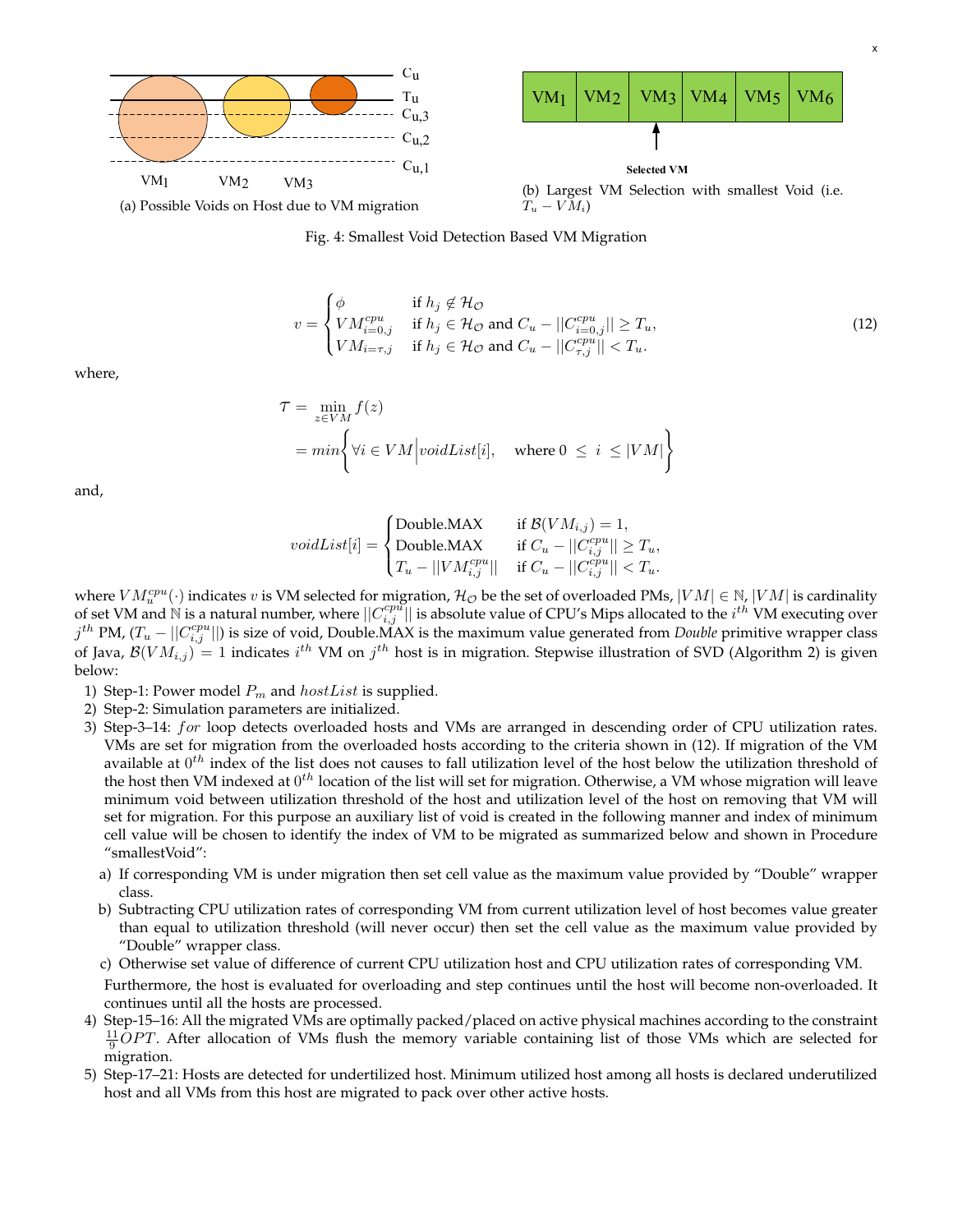(a) Possible Voids on Host due to VM migration

(b) Largest VM Selection with smallest Void (i.e. $T_u - VM_i$)

Fig. 4: Smallest Void Detection Based VM Migration

$$v = \begin{cases} \phi & \text{if } h_j \notin \mathcal{H}_{\mathcal{O}} \\ VM^{cpu}_{i=0,j} & \text{if } h_j \in \mathcal{H}_{\mathcal{O}} \text{ and } C_u - ||C^{cpu}_{i=0,j}|| \geq T_u, \\ VM_{i=\tau,j} & \text{if } h_j \in \mathcal{H}_{\mathcal{O}} \text{ and } C_u - ||C^{cpu}_{\tau,j}|| < T_u. \end{cases} \tag{12}$$

where,

$$\begin{aligned} \mathcal{T} &= \min_{z \in VM} f(z) \\ &= min\left\{ \forall i \in VM \middle| voidList[i], \quad \text{where } 0 \leq i \leq |VM| \right\} \end{aligned}$$

and,

$$voidList[i] = \begin{cases} \text{Double.MAX} & \text{if } \mathcal{B}(VM_{i,j}) = 1, \\ \text{Double.MAX} & \text{if } C_u - ||C^{cpu}_{i,j}|| \geq T_u, \\ T_u - ||VM^{cpu}_{i,j}|| & \text{if } C_u - ||C^{cpu}_{i,j}|| < T_u. \end{cases}$$

where $VM^{cpu}_u(\cdot)$ indicates $v$ is VM selected for migration, $\mathcal{H}_{\mathcal{O}}$ be the set of overloaded PMs, $|VM| \in \mathbb{N}$, $|VM|$ is cardinality of set VM and $\mathbb{N}$ is a natural number, where $||C^{cpu}_{i,j}||$ is absolute value of CPU's Mips allocated to the $i^{th}$ VM executing over $j^{th}$ PM, ($T_u - ||C^{cpu}_{i,j}||$) is size of void, Double.MAX is the maximum value generated from *Double* primitive wrapper class of Java, $\mathcal{B}(VM_{i,j}) = 1$ indicates $i^{th}$ VM on $j^{th}$ host is in migration. Stepwise illustration of SVD (Algorithm 2) is given below:

1) Step-1: Power model $P_m$ and $hostList$ is supplied.
2) Step-2: Simulation parameters are initialized.
3) Step-3–14: $for$ loop detects overloaded hosts and VMs are arranged in descending order of CPU utilization rates. VMs are set for migration from the overloaded hosts according to the criteria shown in (12). If migration of the VM available at $0^{th}$ index of the list does not causes to fall utilization level of the host below the utilization threshold of the host then VM indexed at $0^{th}$ location of the list will set for migration. Otherwise, a VM whose migration will leave minimum void between utilization threshold of the host and utilization level of the host on removing that VM will set for migration. For this purpose an auxiliary list of void is created in the following manner and index of minimum cell value will be chosen to identify the index of VM to be migrated as summarized below and shown in Procedure "smallestVoid":
   a) If corresponding VM is under migration then set cell value as the maximum value provided by "Double" wrapper class.
   b) Subtracting CPU utilization rates of corresponding VM from current utilization level of host becomes value greater than equal to utilization threshold (will never occur) then set the cell value as the maximum value provided by "Double" wrapper class.
   c) Otherwise set value of difference of current CPU utilization host and CPU utilization rates of corresponding VM.

   Furthermore, the host is evaluated for overloading and step continues until the host will become non-overloaded. It continues until all the hosts are processed.
4) Step-15–16: All the migrated VMs are optimally packed/placed on active physical machines according to the constraint $\frac{11}{9}OPT$. After allocation of VMs flush the memory variable containing list of those VMs which are selected for migration.
5) Step-17–21: Hosts are detected for undertilized host. Minimum utilized host among all hosts is declared underutilized host and all VMs from this host are migrated to pack over other active hosts.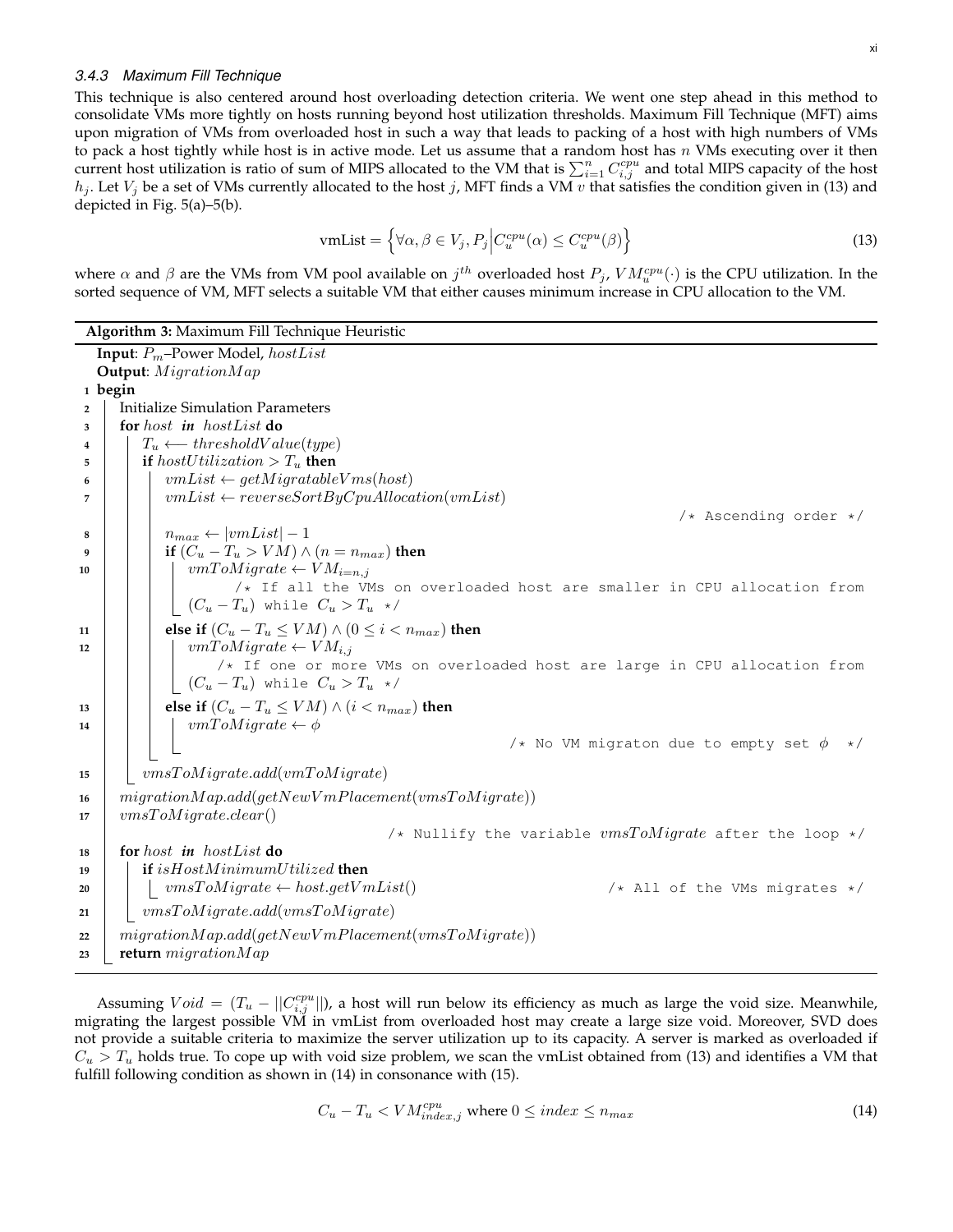### 3.4.3 Maximum Fill Technique

This technique is also centered around host overloading detection criteria. We went one step ahead in this method to consolidate VMs more tightly on hosts running beyond host utilization thresholds. Maximum Fill Technique (MFT) aims upon migration of VMs from overloaded host in such a way that leads to packing of a host with high numbers of VMs to pack a host tightly while host is in active mode. Let us assume that a random host has $n$ VMs executing over it then current host utilization is ratio of sum of MIPS allocated to the VM that is $\sum_{i=1}^{n} C_{i,j}^{cpu}$ and total MIPS capacity of the host $h_j$. Let $V_j$ be a set of VMs currently allocated to the host $j$, MFT finds a VM $v$ that satisfies the condition given in (13) and depicted in Fig. 5(a)–5(b).

$$\text{vmList} = \left\{ \forall \alpha, \beta \in V_j, P_j \middle| C_u^{cpu}(\alpha) \leq C_u^{cpu}(\beta) \right\} \tag{13}$$

where $\alpha$ and $\beta$ are the VMs from VM pool available on $j^{th}$ overloaded host $P_j$, $VM_u^{cpu}(\cdot)$ is the CPU utilization. In the sorted sequence of VM, MFT selects a suitable VM that either causes minimum increase in CPU allocation to the VM.

**Algorithm 3:** Maximum Fill Technique Heuristic

```
   Input: P_m–Power Model, hostList
   Output: MigrationMap
1  begin
2      Initialize Simulation Parameters
3      for host in hostList do
4          T_u ⟵ thresholdValue(type)
5          if hostUtilization > T_u then
6              vmList ← getMigratableVms(host)
7              vmList ← reverseSortByCpuAllocation(vmList)
                                                        /* Ascending order */
8              n_max ← |vmList| − 1
9              if (C_u − T_u > VM) ∧ (n = n_max) then
10                 vmToMigrate ← VM_{i=n,j}
                       /* If all the VMs on overloaded host are smaller in CPU allocation from
                   (C_u − T_u) while C_u > T_u */
11             else if (C_u − T_u ≤ VM) ∧ (0 ≤ i < n_max) then
12                 vmToMigrate ← VM_{i,j}
                       /* If one or more VMs on overloaded host are large in CPU allocation from
                   (C_u − T_u) while C_u > T_u */
13             else if (C_u − T_u ≤ VM) ∧ (i < n_max) then
14                 vmToMigrate ← φ
                                               /* No VM migraton due to empty set φ */
15         vmsToMigrate.add(vmToMigrate)
16     migrationMap.add(getNewVmPlacement(vmsToMigrate))
17     vmsToMigrate.clear()
                          /* Nullify the variable vmsToMigrate after the loop */
18     for host in hostList do
19         if isHostMinimumUtilized then
20             vmsToMigrate ← host.getVmList()          /* All of the VMs migrates */
21         vmsToMigrate.add(vmsToMigrate)
22     migrationMap.add(getNewVmPlacement(vmsToMigrate))
23     return migrationMap
```

Assuming $Void = (T_u - ||C_{i,j}^{cpu}||)$, a host will run below its efficiency as much as large the void size. Meanwhile, migrating the largest possible VM in vmList from overloaded host may create a large size void. Moreover, SVD does not provide a suitable criteria to maximize the server utilization up to its capacity. A server is marked as overloaded if $C_u > T_u$ holds true. To cope up with void size problem, we scan the vmList obtained from (13) and identifies a VM that fulfill following condition as shown in (14) in consonance with (15).

$$C_u - T_u < VM_{index,j}^{cpu} \text{ where } 0 \leq index \leq n_{max} \tag{14}$$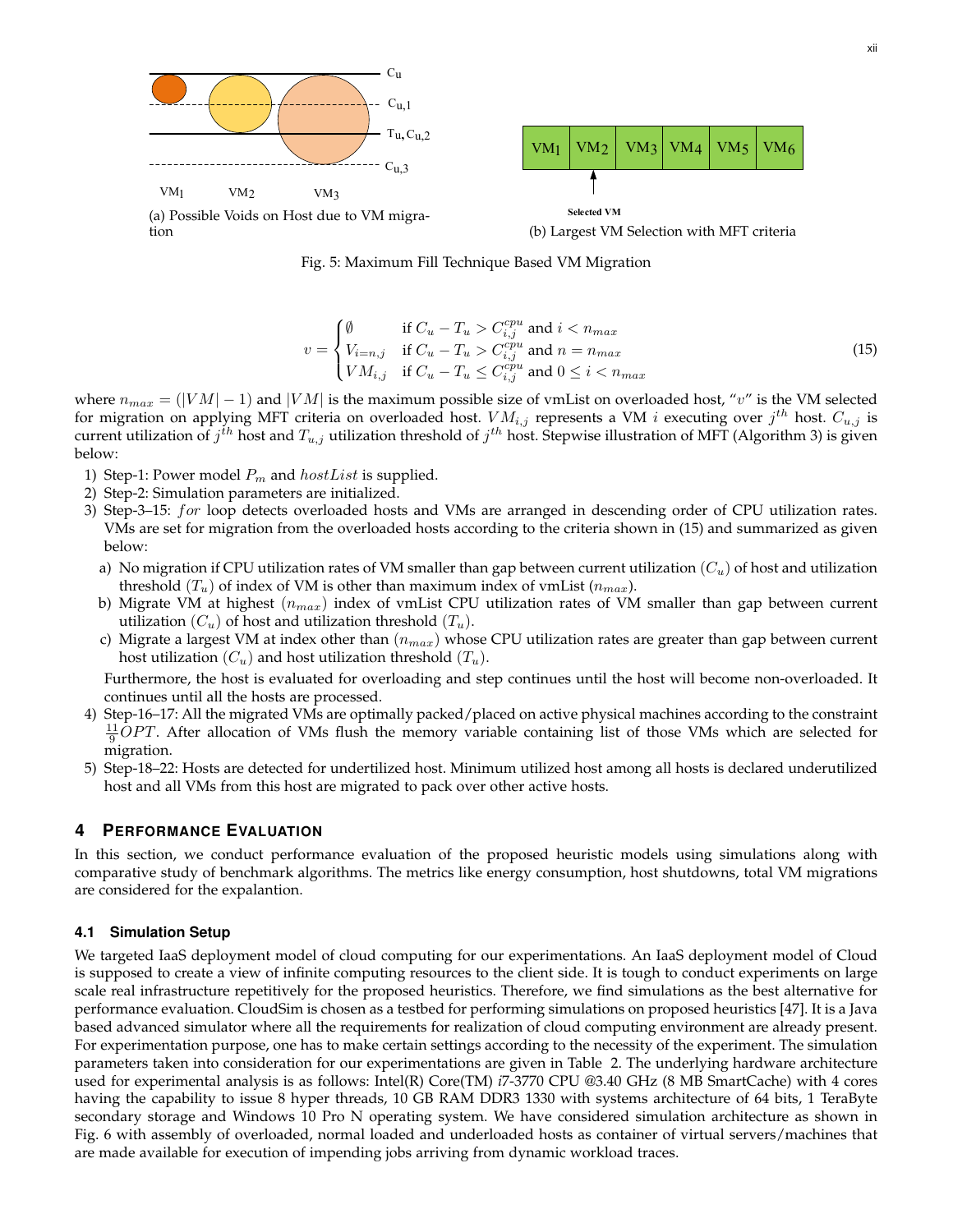(a) Possible Voids on Host due to VM migration

(b) Largest VM Selection with MFT criteria

Fig. 5: Maximum Fill Technique Based VM Migration

$$v = \begin{cases} \emptyset & \text{if } C_u - T_u > C_{i,j}^{cpu} \text{ and } i < n_{max} \\ V_{i=n,j} & \text{if } C_u - T_u > C_{i,j}^{cpu} \text{ and } n = n_{max} \\ VM_{i,j} & \text{if } C_u - T_u \leq C_{i,j}^{cpu} \text{ and } 0 \leq i < n_{max} \end{cases} \tag{15}$$

where $n_{max} = (|VM| - 1)$ and $|VM|$ is the maximum possible size of vmList on overloaded host, "$v$" is the VM selected for migration on applying MFT criteria on overloaded host. $VM_{i,j}$ represents a VM $i$ executing over $j^{th}$ host. $C_{u,j}$ is current utilization of $j^{th}$ host and $T_{u,j}$ utilization threshold of $j^{th}$ host. Stepwise illustration of MFT (Algorithm 3) is given below:

1) Step-1: Power model $P_m$ and $hostList$ is supplied.
2) Step-2: Simulation parameters are initialized.
3) Step-3–15: $for$ loop detects overloaded hosts and VMs are arranged in descending order of CPU utilization rates. VMs are set for migration from the overloaded hosts according to the criteria shown in (15) and summarized as given below:
   a) No migration if CPU utilization rates of VM smaller than gap between current utilization ($C_u$) of host and utilization threshold ($T_u$) of index of VM is other than maximum index of vmList ($n_{max}$).
   b) Migrate VM at highest ($n_{max}$) index of vmList CPU utilization rates of VM smaller than gap between current utilization ($C_u$) of host and utilization threshold ($T_u$).
   c) Migrate a largest VM at index other than ($n_{max}$) whose CPU utilization rates are greater than gap between current host utilization ($C_u$) and host utilization threshold ($T_u$).

   Furthermore, the host is evaluated for overloading and step continues until the host will become non-overloaded. It continues until all the hosts are processed.
4) Step-16–17: All the migrated VMs are optimally packed/placed on active physical machines according to the constraint $\frac{11}{9}OPT$. After allocation of VMs flush the memory variable containing list of those VMs which are selected for migration.
5) Step-18–22: Hosts are detected for undertilized host. Minimum utilized host among all hosts is declared underutilized host and all VMs from this host are migrated to pack over other active hosts.

## 4 Performance Evaluation

In this section, we conduct performance evaluation of the proposed heuristic models using simulations along with comparative study of benchmark algorithms. The metrics like energy consumption, host shutdowns, total VM migrations are considered for the expalantion.

### 4.1 Simulation Setup

We targeted IaaS deployment model of cloud computing for our experimentations. An IaaS deployment model of Cloud is supposed to create a view of infinite computing resources to the client side. It is tough to conduct experiments on large scale real infrastructure repetitively for the proposed heuristics. Therefore, we find simulations as the best alternative for performance evaluation. CloudSim is chosen as a testbed for performing simulations on proposed heuristics [47]. It is a Java based advanced simulator where all the requirements for realization of cloud computing environment are already present. For experimentation purpose, one has to make certain settings according to the necessity of the experiment. The simulation parameters taken into consideration for our experimentations are given in Table 2. The underlying hardware architecture used for experimental analysis is as follows: Intel(R) Core(TM) i7-3770 CPU @3.40 GHz (8 MB SmartCache) with 4 cores having the capability to issue 8 hyper threads, 10 GB RAM DDR3 1330 with systems architecture of 64 bits, 1 TeraByte secondary storage and Windows 10 Pro N operating system. We have considered simulation architecture as shown in Fig. 6 with assembly of overloaded, normal loaded and underloaded hosts as container of virtual servers/machines that are made available for execution of impending jobs arriving from dynamic workload traces.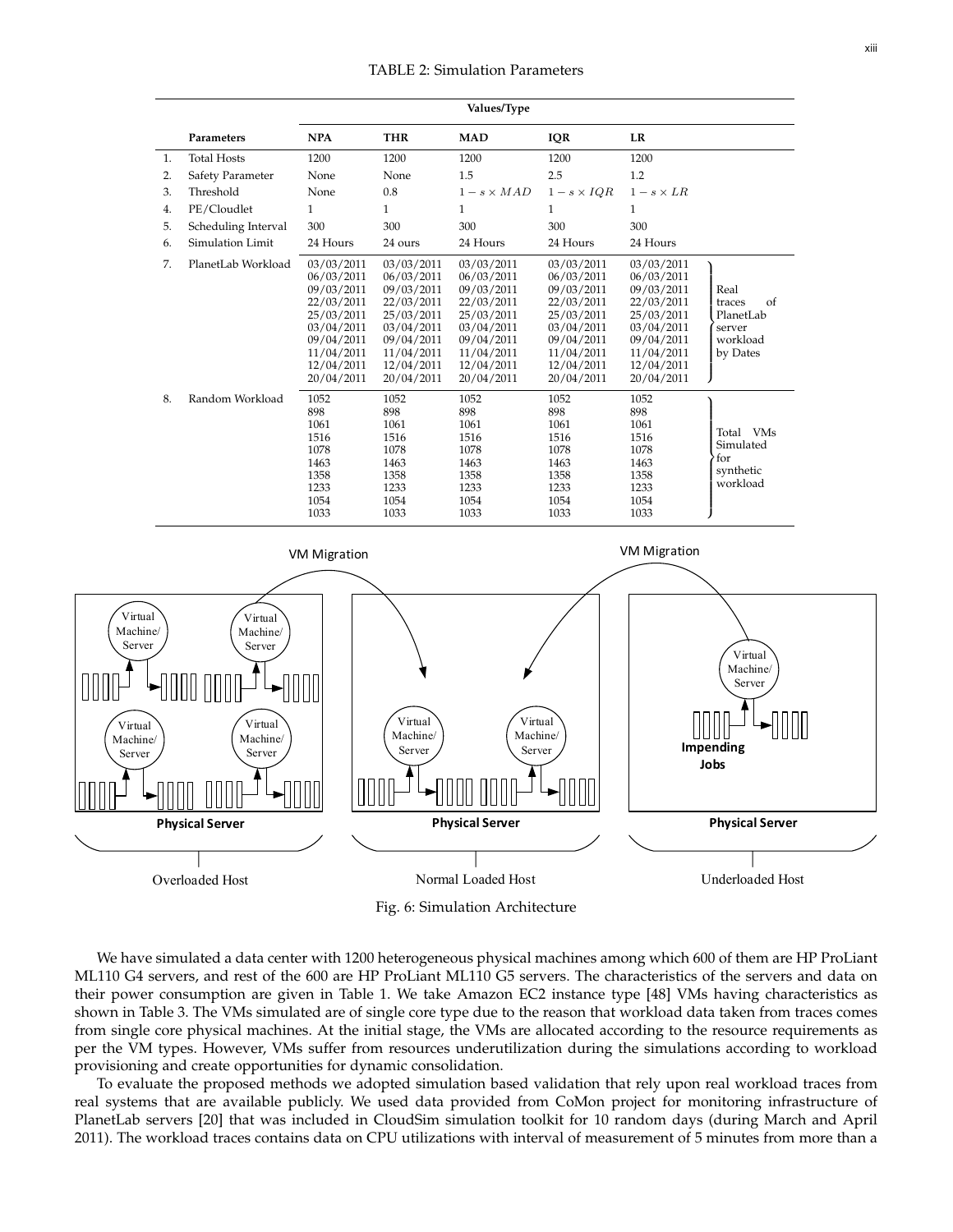TABLE 2: Simulation Parameters

| | Parameters | NPA | THR | MAD | IQR | LR | |
|---|---|---|---|---|---|---|---|
| | | Values/Type | | | | | |
| 1. | Total Hosts | 1200 | 1200 | 1200 | 1200 | 1200 | |
| 2. | Safety Parameter | None | None | 1.5 | 2.5 | 1.2 | |
| 3. | Threshold | None | 0.8 | $1 - s \times MAD$ | $1 - s \times IQR$ | $1 - s \times LR$ | |
| 4. | PE/Cloudlet | 1 | 1 | 1 | 1 | 1 | |
| 5. | Scheduling Interval | 300 | 300 | 300 | 300 | 300 | |
| 6. | Simulation Limit | 24 Hours | 24 ours | 24 Hours | 24 Hours | 24 Hours | |
| 7. | PlanetLab Workload | 03/03/2011 06/03/2011 09/03/2011 22/03/2011 25/03/2011 03/04/2011 09/04/2011 11/04/2011 12/04/2011 20/04/2011 | 03/03/2011 06/03/2011 09/03/2011 22/03/2011 25/03/2011 03/04/2011 09/04/2011 11/04/2011 12/04/2011 20/04/2011 | 03/03/2011 06/03/2011 09/03/2011 22/03/2011 25/03/2011 03/04/2011 09/04/2011 11/04/2011 12/04/2011 20/04/2011 | 03/03/2011 06/03/2011 09/03/2011 22/03/2011 25/03/2011 03/04/2011 09/04/2011 11/04/2011 12/04/2011 20/04/2011 | 03/03/2011 06/03/2011 09/03/2011 22/03/2011 25/03/2011 03/04/2011 09/04/2011 11/04/2011 12/04/2011 20/04/2011 | Real traces of PlanetLab server workload by Dates |
| 8. | Random Workload | 1052 898 1061 1516 1078 1463 1358 1233 1054 1033 | 1052 898 1061 1516 1078 1463 1358 1233 1054 1033 | 1052 898 1061 1516 1078 1463 1358 1233 1054 1033 | 1052 898 1061 1516 1078 1463 1358 1233 1054 1033 | 1052 898 1061 1516 1078 1463 1358 1233 1054 1033 | Total VMs Simulated for synthetic workload |

Fig. 6: Simulation Architecture

We have simulated a data center with 1200 heterogeneous physical machines among which 600 of them are HP ProLiant ML110 G4 servers, and rest of the 600 are HP ProLiant ML110 G5 servers. The characteristics of the servers and data on their power consumption are given in Table 1. We take Amazon EC2 instance type [48] VMs having characteristics as shown in Table 3. The VMs simulated are of single core type due to the reason that workload data taken from traces comes from single core physical machines. At the initial stage, the VMs are allocated according to the resource requirements as per the VM types. However, VMs suffer from resources underutilization during the simulations according to workload provisioning and create opportunities for dynamic consolidation.

To evaluate the proposed methods we adopted simulation based validation that rely upon real workload traces from real systems that are available publicly. We used data provided from CoMon project for monitoring infrastructure of PlanetLab servers [20] that was included in CloudSim simulation toolkit for 10 random days (during March and April 2011). The workload traces contains data on CPU utilizations with interval of measurement of 5 minutes from more than a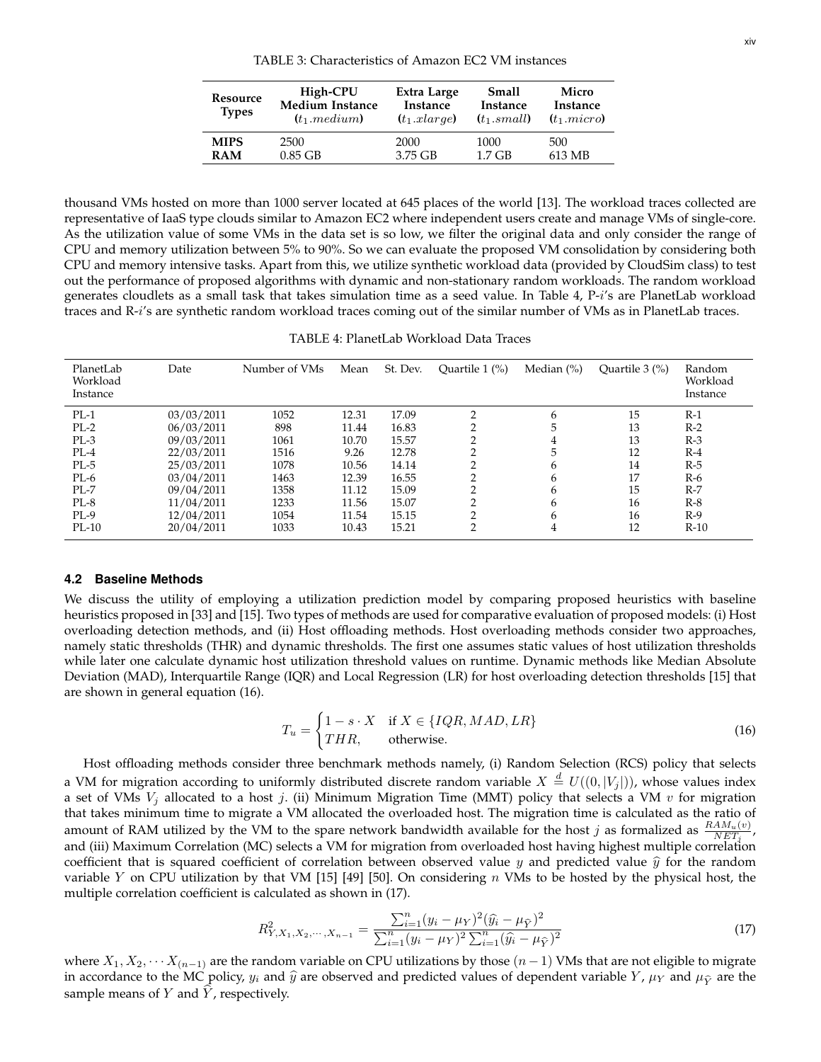TABLE 3: Characteristics of Amazon EC2 VM instances

| Resource Types | High-CPU Medium Instance ($t_1.medium$) | Extra Large Instance ($t_1.xlarge$) | Small Instance ($t_1.small$) | Micro Instance ($t_1.micro$) |
|---|---|---|---|---|
| **MIPS** | 2500 | 2000 | 1000 | 500 |
| **RAM** | 0.85 GB | 3.75 GB | 1.7 GB | 613 MB |

thousand VMs hosted on more than 1000 server located at 645 places of the world [13]. The workload traces collected are representative of IaaS type clouds similar to Amazon EC2 where independent users create and manage VMs of single-core. As the utilization value of some VMs in the data set is so low, we filter the original data and only consider the range of CPU and memory utilization between 5% to 90%. So we can evaluate the proposed VM consolidation by considering both CPU and memory intensive tasks. Apart from this, we utilize synthetic workload data (provided by CloudSim class) to test out the performance of proposed algorithms with dynamic and non-stationary random workloads. The random workload generates cloudlets as a small task that takes simulation time as a seed value. In Table 4, P-$i$'s are PlanetLab workload traces and R-$i$'s are synthetic random workload traces coming out of the similar number of VMs as in PlanetLab traces.

TABLE 4: PlanetLab Workload Data Traces

| PlanetLab Workload Instance | Date | Number of VMs | Mean | St. Dev. | Quartile 1 (%) | Median (%) | Quartile 3 (%) | Random Workload Instance |
|---|---|---|---|---|---|---|---|---|
| PL-1 | 03/03/2011 | 1052 | 12.31 | 17.09 | 2 | 6 | 15 | R-1 |
| PL-2 | 06/03/2011 | 898 | 11.44 | 16.83 | 2 | 5 | 13 | R-2 |
| PL-3 | 09/03/2011 | 1061 | 10.70 | 15.57 | 2 | 4 | 13 | R-3 |
| PL-4 | 22/03/2011 | 1516 | 9.26 | 12.78 | 2 | 5 | 12 | R-4 |
| PL-5 | 25/03/2011 | 1078 | 10.56 | 14.14 | 2 | 6 | 14 | R-5 |
| PL-6 | 03/04/2011 | 1463 | 12.39 | 16.55 | 2 | 6 | 17 | R-6 |
| PL-7 | 09/04/2011 | 1358 | 11.12 | 15.09 | 2 | 6 | 15 | R-7 |
| PL-8 | 11/04/2011 | 1233 | 11.56 | 15.07 | 2 | 6 | 16 | R-8 |
| PL-9 | 12/04/2011 | 1054 | 11.54 | 15.15 | 2 | 6 | 16 | R-9 |
| PL-10 | 20/04/2011 | 1033 | 10.43 | 15.21 | 2 | 4 | 12 | R-10 |

### 4.2 Baseline Methods

We discuss the utility of employing a utilization prediction model by comparing proposed heuristics with baseline heuristics proposed in [33] and [15]. Two types of methods are used for comparative evaluation of proposed models: (i) Host overloading detection methods, and (ii) Host offloading methods. Host overloading methods consider two approaches, namely static thresholds (THR) and dynamic thresholds. The first one assumes static values of host utilization thresholds while later one calculate dynamic host utilization threshold values on runtime. Dynamic methods like Median Absolute Deviation (MAD), Interquartile Range (IQR) and Local Regression (LR) for host overloading detection thresholds [15] that are shown in general equation (16).

$$T_u = \begin{cases} 1 - s \cdot X & \text{if } X \in \{IQR, MAD, LR\} \\ THR, & \text{otherwise.} \end{cases} \tag{16}$$

Host offloading methods consider three benchmark methods namely, (i) Random Selection (RCS) policy that selects a VM for migration according to uniformly distributed discrete random variable $X \stackrel{d}{=} U((0, |V_j|))$, whose values index a set of VMs $V_j$ allocated to a host $j$. (ii) Minimum Migration Time (MMT) policy that selects a VM $v$ for migration that takes minimum time to migrate a VM allocated the overloaded host. The migration time is calculated as the ratio of amount of RAM utilized by the VM to the spare network bandwidth available for the host $j$ as formalized as $\frac{RAM_u(v)}{NET_j}$, and (iii) Maximum Correlation (MC) selects a VM for migration from overloaded host having highest multiple correlation coefficient that is squared coefficient of correlation between observed value $y$ and predicted value $\widehat{y}$ for the random variable $Y$ on CPU utilization by that VM [15] [49] [50]. On considering $n$ VMs to be hosted by the physical host, the multiple correlation coefficient is calculated as shown in (17).

$$R^2_{Y, X_1, X_2, \cdots, X_{n-1}} = \frac{\sum_{i=1}^{n}(y_i - \mu_Y)^2(\widehat{y}_i - \mu_{\widehat{Y}})^2}{\sum_{i=1}^{n}(y_i - \mu_Y)^2 \sum_{i=1}^{n}(\widehat{y}_i - \mu_{\widehat{Y}})^2} \tag{17}$$

where $X_1, X_2, \cdots X_{(n-1)}$ are the random variable on CPU utilizations by those $(n-1)$ VMs that are not eligible to migrate in accordance to the MC policy, $y_i$ and $\widehat{y}$ are observed and predicted values of dependent variable $Y$, $\mu_Y$ and $\mu_{\widehat{Y}}$ are the sample means of $Y$ and $\widehat{Y}$, respectively.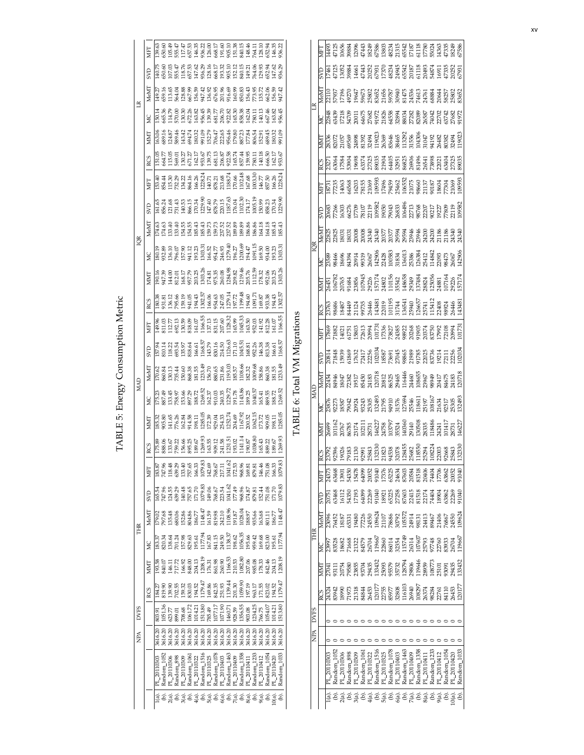TABLE 5: Energy Consumption Metric

| | | NPA | DVFS | THR | | | | | | MAD | | | | | | IQR | | | | | | LR | | | | | |
|---|---|---|---|---|---|---|---|---|---|---|---|---|---|---|---|---|---|---|---|---|---|---|---|---|---|---|---|
| | | | | RCS | MMT | MC | MeMT | SVD | MFT | RCS | MMT | MC | MeMT | SVD | MFT | RCS | MMT | MC | MeMT | SVD | MFT | RCS | MMT | MC | MeMT | SVD | MFT |
| 1(a). | PL_20110303 | 3616.20 | 803.91 | 184.27 | 193.58 | 183.37 | 179.02 | 165.54 | 183.87 | 175.89 | 185.32 | 175.23 | 170.62 | 157.94 | 149.96 | 180.38 | 190.16 | 180.19 | 174.63 | 161.65 | 153.40 | 151.05 | 163.06 | 150.14 | 149.27 | 140.75 | 139.63 |
| (b). | Random_1052 | 3616.20 | 1051.36 | 819.90 | 840.07 | 820.34 | 797.68 | 747.96 | 747.96 | 888.06 | 905.80 | 887.49 | 860.84 | 810.14 | 811.03 | 931.81 | 947.39 | 932.89 | 174.63 | 856.24 | 854.44 | 664.77 | 689.16 | 665.36 | 659.16 | 650.60 | 650.60 |
| 2(a). | PL_20110306 | 3616.20 | 623.77 | 139.90 | 146.11 | 138.64 | 135.48 | 124.55 | 118.48 | 133.67 | 141.65 | 133.45 | 130.13 | 118.22 | 112.77 | 136.12 | 144.00 | 136.10 | 133.40 | 121.68 | 115.30 | 115.05 | 124.87 | 114.79 | 113.65 | 107.03 | 105.49 |
| (b). | Random_898 | 3616.20 | 899.01 | 702.55 | 717.72 | 701.24 | 680.06 | 639.29 | 639.29 | 759.22 | 776.26 | 758.97 | 735.44 | 693.54 | 692.13 | 795.66 | 812.01 | 796.07 | 133.40 | 731.43 | 732.29 | 569.01 | 589.46 | 570.00 | 564.04 | 555.47 | 555.47 |
| 3(a). | PL_20110309 | 3616.20 | 708.68 | 159.32 | 166.92 | 157.98 | 152.86 | 140.48 | 133.40 | 156.66 | 162.84 | 153.66 | 150.60 | 135.97 | 130.59 | 159.19 | 168.17 | 157.90 | 154.55 | 140.53 | 134.22 | 130.27 | 143.42 | 130.30 | 128.88 | 118.76 | 117.47 |
| (b). | Random_1061 | 3616.20 | 1061.72 | 830.03 | 848.00 | 829.63 | 804.86 | 757.65 | 757.65 | 895.25 | 914.58 | 897.29 | 868.38 | 818.64 | 818.09 | 941.05 | 957.79 | 941.12 | 154.55 | 866.15 | 864.16 | 671.27 | 694.74 | 672.26 | 667.99 | 657.53 | 657.53 |
| 4(a). | PL_20110322 | 3616.20 | 1014.21 | 194.52 | 204.13 | 195.61 | 186.77 | 171.70 | 166.33 | 189.67 | 198.11 | 188.72 | 181.55 | 166.61 | 161.07 | 194.43 | 203.25 | 193.23 | 185.43 | 170.34 | 166.26 | 162.17 | 180.32 | 163.82 | 156.59 | 147.62 | 146.35 |
| (b). | Random_1516 | 3616.20 | 1513.80 | 1179.47 | 1208.19 | 1177.94 | 1148.47 | 1079.83 | 1079.83 | 1269.93 | 1285.05 | 1269.52 | 1233.49 | 1168.57 | 1166.55 | 1302.57 | 1303.26 | 1303.31 | 185.43 | 1229.90 | 1228.24 | 953.67 | 991.09 | 956.45 | 947.42 | 936.29 | 936.22 |
| 5(a). | PL_20110325 | 3616.20 | 785.49 | 169.86 | 176.31 | 167.83 | 161.59 | 149.06 | 142.69 | 163.55 | 172.39 | 162.37 | 156.70 | 143.79 | 137.13 | 166.06 | 174.81 | 166.52 | 159.73 | 147.40 | 140.71 | 139.75 | 152.79 | 139.39 | 136.92 | 128.16 | 126.00 |
| (b). | Random_1078 | 3616.20 | 1077.17 | 842.35 | 861.98 | 841.15 | 819.98 | 768.67 | 768.67 | 909.12 | 929.04 | 910.03 | 880.65 | 830.16 | 831.15 | 954.63 | 975.35 | 954.77 | 159.73 | 878.79 | 878.21 | 681.13 | 704.67 | 681.77 | 676.95 | 668.17 | 668.17 |
| 6(a). | PL_20110403 | 3616.20 | 1071.90 | 251.93 | 260.90 | 249.50 | 242.10 | 223.54 | 217.11 | 241.58 | 254.33 | 240.35 | 231.86 | 214.50 | 207.60 | 247.05 | 260.08 | 246.93 | 237.52 | 220.15 | 213.68 | 206.87 | 222.65 | 206.70 | 201.96 | 193.32 | 191.60 |
| (b). | Random_1463 | 3616.20 | 1460.71 | 1139.44 | 1166.53 | 1138.37 | 1108.96 | 1041.62 | 1041.62 | 1231.51 | 1252.74 | 1229.72 | 1193.03 | 1126.63 | 1128.32 | 1279.14 | 1284.98 | 1279.40 | 237.52 | 1187.63 | 1188.74 | 922.58 | 956.46 | 922.82 | 916.69 | 905.10 | 905.10 |
| 7(a). | PL_20110409 | 3616.20 | 928.59 | 201.30 | 210.33 | 198.62 | 191.87 | 177.49 | 172.53 | 193.02 | 204.69 | 191.78 | 185.57 | 171.10 | 165.99 | 196.27 | 209.82 | 196.27 | 189.89 | 176.04 | 170.66 | 165.74 | 179.80 | 165.30 | 160.99 | 152.12 | 151.38 |
| (b). | Random_1358 | 3616.20 | 1356.55 | 1059.90 | 1082.80 | 1056.35 | 1028.04 | 968.96 | 968.96 | 1141.14 | 1167.92 | 1143.86 | 1108.66 | 1045.51 | 1045.33 | 1199.48 | 1219.46 | 1200.69 | 189.89 | 1102.30 | 1102.48 | 857.44 | 887.23 | 858.38 | 850.83 | 840.15 | 840.15 |
| 8(a). | PL_20110411 | 3616.20 | 903.08 | 197.19 | 207.06 | 195.66 | 188.97 | 174.87 | 169.81 | 190.87 | 200.52 | 189.25 | 182.32 | 168.81 | 163.50 | 194.60 | 205.76 | 194.47 | 186.86 | 174.17 | 167.68 | 159.95 | 177.84 | 162.04 | 156.43 | 149.21 | 148.46 |
| (b). | Random_1233 | 3616.20 | 1234.25 | 963.17 | 985.08 | 959.42 | 935.66 | 879.81 | 879.81 | 1038.80 | 1062.15 | 1040.57 | 1009.68 | 952.26 | 952.03 | 1091.71 | 1112.59 | 1091.15 | 186.86 | 1005.19 | 1003.30 | 780.11 | 806.54 | 780.11 | 773.95 | 764.06 | 764.11 |
| 9(a). | PL_20110412 | 3616.20 | 766.75 | 171.55 | 178.33 | 169.68 | 163.68 | 152.44 | 146.46 | 165.43 | 173.72 | 165.41 | 158.86 | 146.38 | 141.92 | 169.87 | 178.32 | 169.50 | 164.18 | 150.99 | 146.77 | 140.18 | 152.91 | 140.13 | 135.72 | 129.93 | 128.10 |
| (b). | Random_1054 | 3616.20 | 1054.07 | 823.02 | 842.46 | 823.00 | 801.11 | 751.08 | 751.08 | 889.22 | 909.05 | 889.55 | 860.38 | 813.38 | 812.28 | 933.38 | 952.06 | 934.00 | 164.18 | 858.23 | 857.50 | 666.50 | 689.45 | 667.46 | 662.06 | 652.94 | 652.94 |
| 10(a). | PL_20110420 | 3616.20 | 1014.21 | 194.52 | 204.13 | 195.61 | 186.77 | 171.70 | 166.33 | 189.67 | 198.11 | 188.72 | 181.55 | 166.61 | 161.07 | 194.43 | 203.25 | 193.23 | 185.43 | 170.34 | 166.26 | 162.17 | 180.32 | 163.82 | 156.59 | 147.62 | 146.35 |
| (b). | Random_1033 | 3616.20 | 1513.80 | 1179.47 | 1208.19 | 1177.94 | 1148.47 | 1079.83 | 1079.83 | 1269.93 | 1285.05 | 1269.52 | 1233.49 | 1168.57 | 1166.55 | 1302.57 | 1303.26 | 1303.31 | 185.43 | 1229.90 | 1228.24 | 953.67 | 991.09 | 956.45 | 947.42 | 936.29 | 936.22 |

TABLE 6: Total VM Migrations

| | | NPA | DVFS | THR | | | | | | MAD | | | | | | IQR | | | | | | LR | | | | | |
|---|---|---|---|---|---|---|---|---|---|---|---|---|---|---|---|---|---|---|---|---|---|---|---|---|---|---|---|
| | | | | RCS | MMT | MC | MeMT | SVD | MFT | RCS | MMT | MC | MeMT | SVD | MFT | RCS | MMT | MC | MeMT | SVD | MFT | RCS | MMT | MC | MeMT | SVD | MFT |
| 1(a). | PL_20110303 | 0 | 0 | 24324 | 27041 | 23997 | 23096 | 20751 | 24373 | 25792 | 26699 | 23876 | 22454 | 20814 | 17869 | 23763 | 26451 | 23589 | 22825 | 20683 | 18731 | 23271 | 28336 | 22848 | 22110 | 17461 | 14493 |
| (b). | Random_1052 | 0 | 0 | 83942 | 93111 | 83528 | 76452 | 63468 | 63468 | 92596 | 101162 | 92273 | 84946 | 71848 | 71882 | 98686 | 106782 | 98466 | 22825 | 77266 | 77235 | 63064 | 82072 | 63439 | 57937 | 47125 | 47125 |
| 2(a). | PL_20110306 | 0 | 0 | 18990 | 20754 | 18682 | 18187 | 16112 | 13901 | 19026 | 20767 | 18587 | 18047 | 15939 | 14021 | 18487 | 20765 | 18696 | 18031 | 16303 | 14063 | 17584 | 21057 | 17218 | 17196 | 13052 | 10656 |
| (b). | Random_898 | 0 | 0 | 71973 | 79580 | 71668 | 65331 | 54350 | 54350 | 79183 | 86785 | 79042 | 72382 | 61869 | 61751 | 84449 | 91684 | 84394 | 18031 | 66276 | 66568 | 53904 | 69569 | 54709 | 49270 | 39884 | 39884 |
| 3(a). | PL_20110309 | 0 | 0 | 21318 | 23855 | 21322 | 19480 | 17193 | 15478 | 21130 | 23174 | 20924 | 19517 | 17632 | 15803 | 21124 | 23856 | 20914 | 20008 | 17709 | 16203 | 19698 | 24898 | 20011 | 19647 | 14661 | 12096 |
| (b). | Random_1061 | 0 | 0 | 84844 | 93704 | 84579 | 77226 | 64099 | 64099 | 92991 | 102111 | 93243 | 85450 | 72417 | 72613 | 99735 | 107945 | 99319 | 20008 | 78107 | 78155 | 63374 | 81392 | 64675 | 59673 | 47443 | 47443 |
| 4(a). | PL_20110322 | 0 | 0 | 26453 | 29435 | 26704 | 24550 | 22269 | 20052 | 25843 | 28731 | 25305 | 24183 | 22256 | 20994 | 26446 | 29226 | 26067 | 24340 | 22119 | 21069 | 27325 | 32494 | 27682 | 25802 | 20252 | 18249 |
| (b). | Random_1516 | 0 | 0 | 120177 | 133432 | 119667 | 109624 | 91040 | 91040 | 132330 | 146227 | 132493 | 120718 | 102034 | 101731 | 143481 | 157174 | 142906 | 24340 | 109582 | 109593 | 89035 | 119023 | 91972 | 83652 | 67931 | 67586 |
| 5(a). | PL_20110325 | 0 | 0 | 22755 | 25093 | 22860 | 21107 | 18921 | 17376 | 21823 | 24758 | 21795 | 20812 | 18587 | 17336 | 22019 | 24802 | 22428 | 20377 | 19050 | 17496 | 21904 | 26369 | 21826 | 21656 | 17370 | 13803 |
| (b). | Random_1078 | 0 | 0 | 85977 | 95579 | 86014 | 78686 | 65225 | 65225 | 94538 | 103797 | 94910 | 86525 | 73691 | 73827 | 101195 | 110156 | 100583 | 20377 | 79043 | 79459 | 64405 | 83646 | 64558 | 59787 | 48234 | 48234 |
| 6(a). | PL_20110403 | 0 | 0 | 32808 | 35732 | 32354 | 30792 | 27258 | 24634 | 32078 | 35524 | 31576 | 29465 | 27045 | 24385 | 31744 | 35542 | 31834 | 29594 | 26833 | 25462 | 32951 | 38465 | 32894 | 30940 | 24945 | 21315 |
| (b). | Random_1463 | 0 | 0 | 116103 | 128794 | 115749 | 105572 | 87603 | 87603 | 128455 | 140360 | 127694 | 116446 | 98865 | 98922 | 136541 | 148658 | 136013 | 29594 | 106496 | 106552 | 86825 | 113292 | 88034 | 81475 | 65542 | 65542 |
| 7(a). | PL_20110409 | 0 | 0 | 26940 | 29806 | 26314 | 24914 | 22415 | 20584 | 25682 | 29140 | 25546 | 24460 | 21989 | 20268 | 25940 | 29349 | 25386 | 23946 | 22713 | 21075 | 26906 | 31556 | 27275 | 24536 | 20187 | 17187 |
| (b). | Random_1358 | 0 | 0 | 108297 | 119646 | 107607 | 98131 | 81518 | 81518 | 118550 | 130508 | 118611 | 108655 | 91785 | 91905 | 126657 | 137484 | 126384 | 23946 | 98768 | 98660 | 81496 | 104306 | 82089 | 74613 | 61118 | 61118 |
| 8(a). | PL_20110411 | 0 | 0 | 26374 | 28959 | 25793 | 24413 | 22174 | 20406 | 25294 | 28335 | 25197 | 23967 | 22025 | 20374 | 25741 | 28824 | 25412 | 24200 | 22207 | 21137 | 26541 | 31047 | 26587 | 24761 | 20493 | 17780 |
| (b). | Random_1233 | 0 | 0 | 98284 | 108773 | 97748 | 89467 | 74404 | 74404 | 108224 | 118486 | 108167 | 98949 | 83736 | 83750 | 115412 | 125056 | 114842 | 24200 | 90217 | 90187 | 73898 | 94192 | 74042 | 68884 | 54874 | 55024 |
| 9(a). | PL_20110412 | 0 | 0 | 22761 | 25101 | 22760 | 21406 | 18904 | 17706 | 22003 | 24241 | 21634 | 20417 | 19214 | 17992 | 22408 | 24881 | 22093 | 21186 | 19227 | 18604 | 22021 | 26482 | 22702 | 20644 | 16911 | 14363 |
| (b). | Random_1054 | 0 | 0 | 84110 | 93091 | 83933 | 76867 | 63862 | 63862 | 92668 | 101417 | 92517 | 84675 | 72111 | 72108 | 98924 | 107164 | 98473 | 21186 | 77809 | 77304 | 63404 | 80382 | 63742 | 58257 | 47335 | 47335 |
| 10(a). | PL_20110420 | 0 | 0 | 26453 | 29435 | 26704 | 24550 | 22269 | 20052 | 25843 | 28731 | 25305 | 24183 | 22256 | 20994 | 26446 | 29226 | 26067 | 24340 | 22119 | 21069 | 27325 | 32494 | 27682 | 25802 | 20252 | 18249 |
| (b). | Random_1033 | 0 | 0 | 120177 | 133432 | 119667 | 109624 | 91040 | 91040 | 132330 | 146227 | 132493 | 120718 | 102034 | 101731 | 143481 | 157174 | 142906 | 24340 | 109582 | 109593 | 89035 | 119023 | 91972 | 83652 | 67931 | 67586 |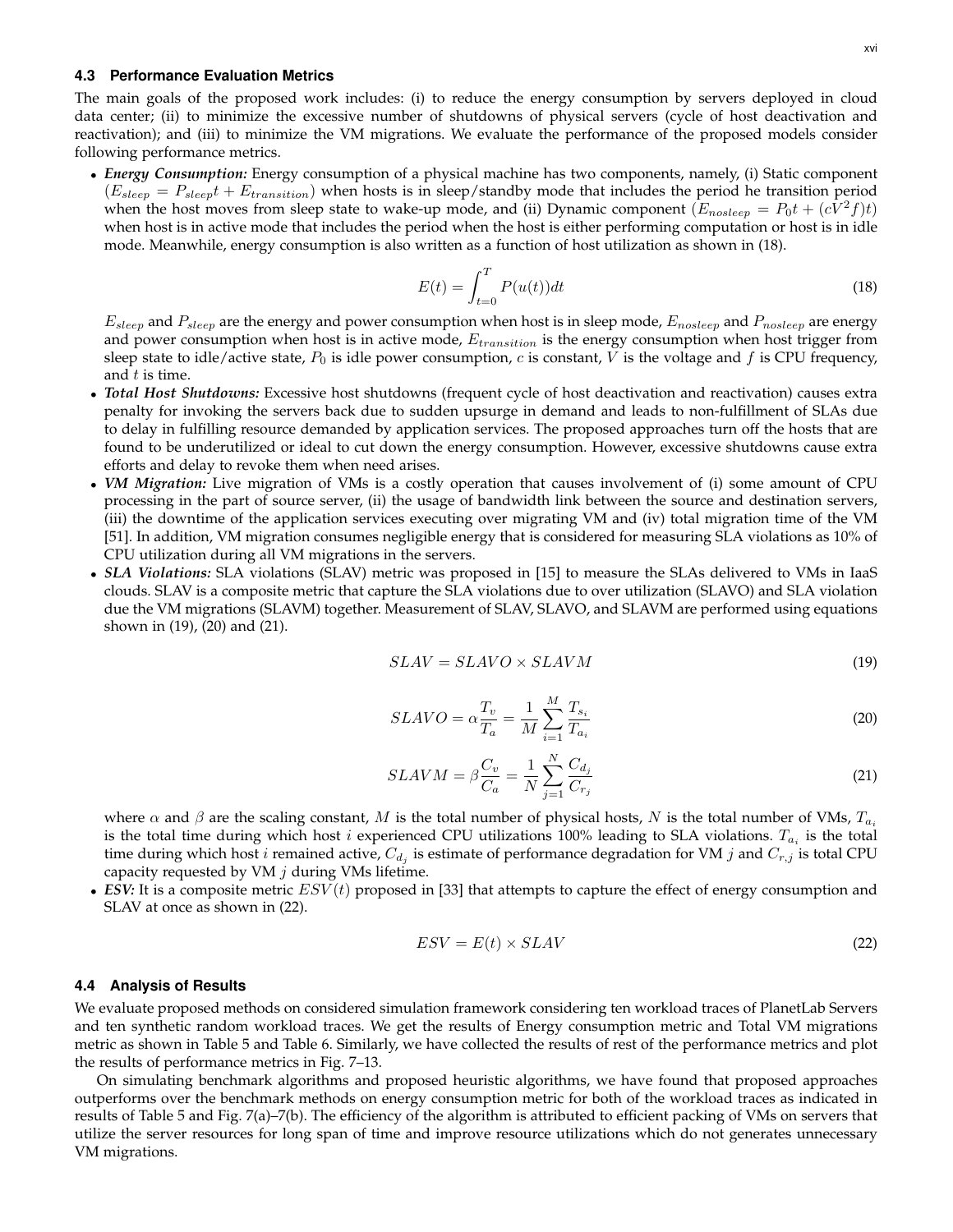### 4.3 Performance Evaluation Metrics

The main goals of the proposed work includes: (i) to reduce the energy consumption by servers deployed in cloud data center; (ii) to minimize the excessive number of shutdowns of physical servers (cycle of host deactivation and reactivation); and (iii) to minimize the VM migrations. We evaluate the performance of the proposed models consider following performance metrics.

- ***Energy Consumption:*** Energy consumption of a physical machine has two components, namely, (i) Static component ($E_{sleep} = P_{sleep}t + E_{transition}$) when hosts is in sleep/standby mode that includes the period he transition period when the host moves from sleep state to wake-up mode, and (ii) Dynamic component ($E_{nosleep} = P_0 t + (cV^2 f)t$) when host is in active mode that includes the period when the host is either performing computation or host is in idle mode. Meanwhile, energy consumption is also written as a function of host utilization as shown in (18).

$$E(t) = \int_{t=0}^{T} P(u(t))dt \tag{18}$$

  $E_{sleep}$ and $P_{sleep}$ are the energy and power consumption when host is in sleep mode, $E_{nosleep}$ and $P_{nosleep}$ are energy and power consumption when host is in active mode, $E_{transition}$ is the energy consumption when host trigger from sleep state to idle/active state, $P_0$ is idle power consumption, $c$ is constant, $V$ is the voltage and $f$ is CPU frequency, and $t$ is time.

- ***Total Host Shutdowns:*** Excessive host shutdowns (frequent cycle of host deactivation and reactivation) causes extra penalty for invoking the servers back due to sudden upsurge in demand and leads to non-fulfillment of SLAs due to delay in fulfilling resource demanded by application services. The proposed approaches turn off the hosts that are found to be underutilized or ideal to cut down the energy consumption. However, excessive shutdowns cause extra efforts and delay to revoke them when need arises.

- ***VM Migration:*** Live migration of VMs is a costly operation that causes involvement of (i) some amount of CPU processing in the part of source server, (ii) the usage of bandwidth link between the source and destination servers, (iii) the downtime of the application services executing over migrating VM and (iv) total migration time of the VM [51]. In addition, VM migration consumes negligible energy that is considered for measuring SLA violations as 10% of CPU utilization during all VM migrations in the servers.

- ***SLA Violations:*** SLA violations (SLAV) metric was proposed in [15] to measure the SLAs delivered to VMs in IaaS clouds. SLAV is a composite metric that capture the SLA violations due to over utilization (SLAVO) and SLA violation due the VM migrations (SLAVM) together. Measurement of SLAV, SLAVO, and SLAVM are performed using equations shown in (19), (20) and (21).

$$SLAV = SLAVO \times SLAVM \tag{19}$$

$$SLAVO = \alpha \frac{T_v}{T_a} = \frac{1}{M} \sum_{i=1}^{M} \frac{T_{s_i}}{T_{a_i}} \tag{20}$$

$$SLAVM = \beta \frac{C_v}{C_a} = \frac{1}{N} \sum_{j=1}^{N} \frac{C_{d_j}}{C_{r_j}} \tag{21}$$

  where $\alpha$ and $\beta$ are the scaling constant, $M$ is the total number of physical hosts, $N$ is the total number of VMs, $T_{a_i}$ is the total time during which host $i$ experienced CPU utilizations 100% leading to SLA violations. $T_{a_i}$ is the total time during which host $i$ remained active, $C_{d_j}$ is estimate of performance degradation for VM $j$ and $C_{r,j}$ is total CPU capacity requested by VM $j$ during VMs lifetime.

- ***ESV:*** It is a composite metric $ESV(t)$ proposed in [33] that attempts to capture the effect of energy consumption and SLAV at once as shown in (22).

$$ESV = E(t) \times SLAV \tag{22}$$

### 4.4 Analysis of Results

We evaluate proposed methods on considered simulation framework considering ten workload traces of PlanetLab Servers and ten synthetic random workload traces. We get the results of Energy consumption metric and Total VM migrations metric as shown in Table 5 and Table 6. Similarly, we have collected the results of rest of the performance metrics and plot the results of performance metrics in Fig. 7–13.

On simulating benchmark algorithms and proposed heuristic algorithms, we have found that proposed approaches outperforms over the benchmark methods on energy consumption metric for both of the workload traces as indicated in results of Table 5 and Fig. 7(a)–7(b). The efficiency of the algorithm is attributed to efficient packing of VMs on servers that utilize the server resources for long span of time and improve resource utilizations which do not generates unnecessary VM migrations.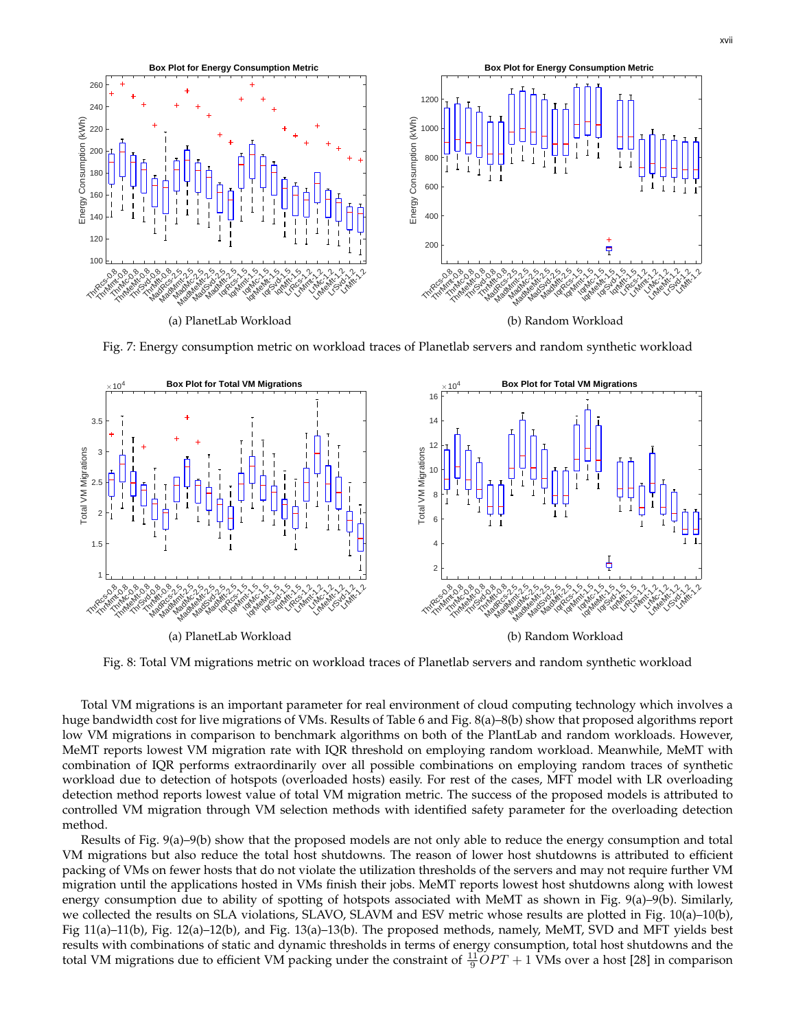(a) PlanetLab Workload

(b) Random Workload

Fig. 7: Energy consumption metric on workload traces of Planetlab servers and random synthetic workload

(a) PlanetLab Workload

(b) Random Workload

Fig. 8: Total VM migrations metric on workload traces of Planetlab servers and random synthetic workload

Total VM migrations is an important parameter for real environment of cloud computing technology which involves a huge bandwidth cost for live migrations of VMs. Results of Table 6 and Fig. 8(a)–8(b) show that proposed algorithms report low VM migrations in comparison to benchmark algorithms on both of the PlantLab and random workloads. However, MeMT reports lowest VM migration rate with IQR threshold on employing random workload. Meanwhile, MeMT with combination of IQR performs extraordinarily over all possible combinations on employing random traces of synthetic workload due to detection of hotspots (overloaded hosts) easily. For rest of the cases, MFT model with LR overloading detection method reports lowest value of total VM migration metric. The success of the proposed models is attributed to controlled VM migration through VM selection methods with identified safety parameter for the overloading detection method.

Results of Fig. 9(a)–9(b) show that the proposed models are not only able to reduce the energy consumption and total VM migrations but also reduce the total host shutdowns. The reason of lower host shutdowns is attributed to efficient packing of VMs on fewer hosts that do not violate the utilization thresholds of the servers and may not require further VM migration until the applications hosted in VMs finish their jobs. MeMT reports lowest host shutdowns along with lowest energy consumption due to ability of spotting of hotspots associated with MeMT as shown in Fig. 9(a)–9(b). Similarly, we collected the results on SLA violations, SLAVO, SLAVM and ESV metric whose results are plotted in Fig. 10(a)–10(b), Fig 11(a)–11(b), Fig. 12(a)–12(b), and Fig. 13(a)–13(b). The proposed methods, namely, MeMT, SVD and MFT yields best results with combinations of static and dynamic thresholds in terms of energy consumption, total host shutdowns and the total VM migrations due to efficient VM packing under the constraint of $\frac{11}{9}OPT + 1$ VMs over a host [28] in comparison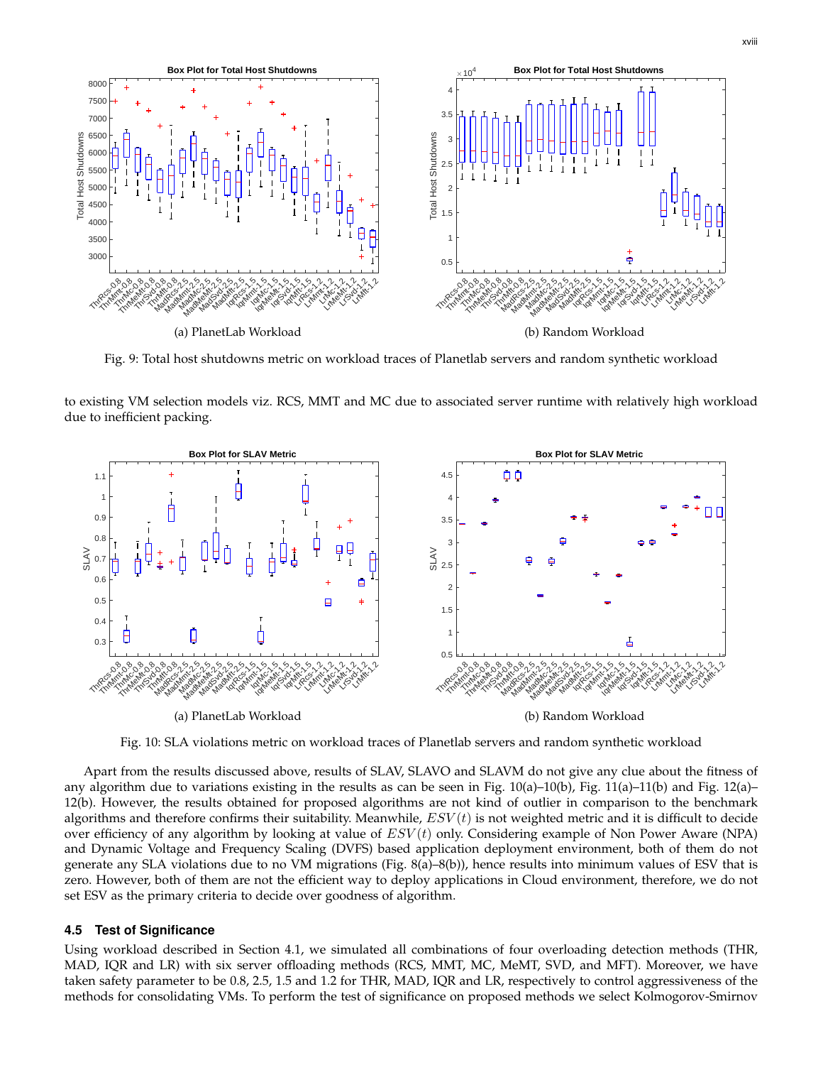(a) PlanetLab Workload

(b) Random Workload

Fig. 9: Total host shutdowns metric on workload traces of Planetlab servers and random synthetic workload

to existing VM selection models viz. RCS, MMT and MC due to associated server runtime with relatively high workload due to inefficient packing.

(a) PlanetLab Workload

(b) Random Workload

Fig. 10: SLA violations metric on workload traces of Planetlab servers and random synthetic workload

Apart from the results discussed above, results of SLAV, SLAVO and SLAVM do not give any clue about the fitness of any algorithm due to variations existing in the results as can be seen in Fig. 10(a)–10(b), Fig. 11(a)–11(b) and Fig. 12(a)–12(b). However, the results obtained for proposed algorithms are not kind of outlier in comparison to the benchmark algorithms and therefore confirms their suitability. Meanwhile, $ESV(t)$ is not weighted metric and it is difficult to decide over efficiency of any algorithm by looking at value of $ESV(t)$ only. Considering example of Non Power Aware (NPA) and Dynamic Voltage and Frequency Scaling (DVFS) based application deployment environment, both of them do not generate any SLA violations due to no VM migrations (Fig. 8(a)–8(b)), hence results into minimum values of ESV that is zero. However, both of them are not the efficient way to deploy applications in Cloud environment, therefore, we do not set ESV as the primary criteria to decide over goodness of algorithm.

### 4.5 Test of Significance

Using workload described in Section 4.1, we simulated all combinations of four overloading detection methods (THR, MAD, IQR and LR) with six server offloading methods (RCS, MMT, MC, MeMT, SVD, and MFT). Moreover, we have taken safety parameter to be 0.8, 2.5, 1.5 and 1.2 for THR, MAD, IQR and LR, respectively to control aggressiveness of the methods for consolidating VMs. To perform the test of significance on proposed methods we select Kolmogorov-Smirnov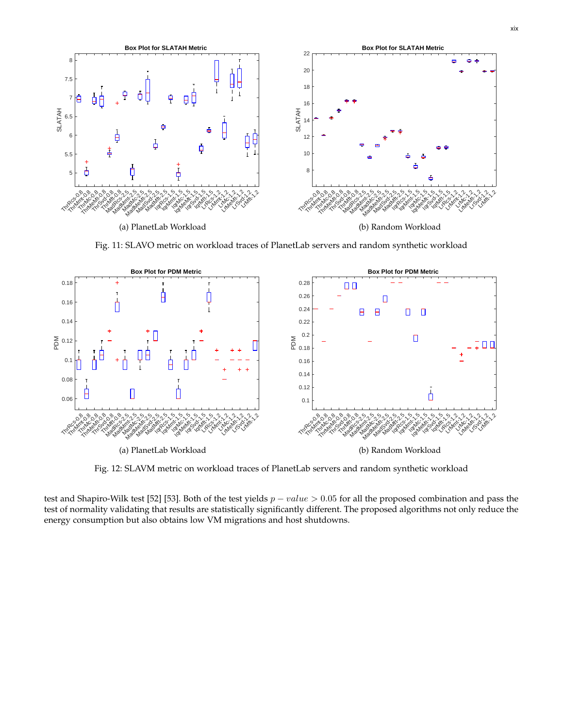(a) PlanetLab Workload

(b) Random Workload

Fig. 11: SLAVO metric on workload traces of PlanetLab servers and random synthetic workload

(a) PlanetLab Workload

(b) Random Workload

Fig. 12: SLAVM metric on workload traces of PlanetLab servers and random synthetic workload

test and Shapiro-Wilk test [52] [53]. Both of the test yields $p - value > 0.05$ for all the proposed combination and pass the test of normality validating that results are statistically significantly different. The proposed algorithms not only reduce the energy consumption but also obtains low VM migrations and host shutdowns.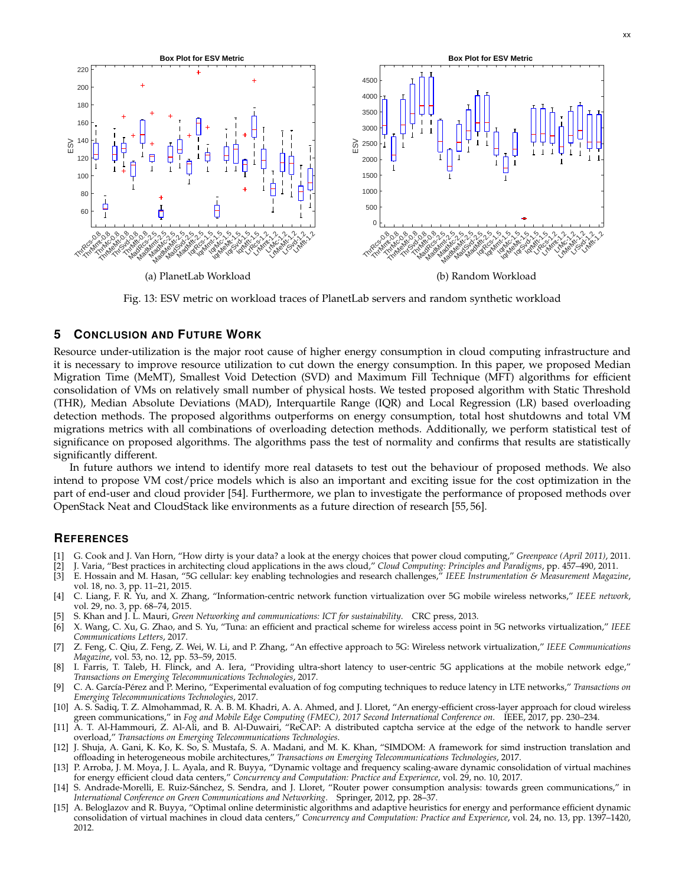(a) PlanetLab Workload

(b) Random Workload

Fig. 13: ESV metric on workload traces of PlanetLab servers and random synthetic workload

## 5 Conclusion and Future Work

Resource under-utilization is the major root cause of higher energy consumption in cloud computing infrastructure and it is necessary to improve resource utilization to cut down the energy consumption. In this paper, we proposed Median Migration Time (MeMT), Smallest Void Detection (SVD) and Maximum Fill Technique (MFT) algorithms for efficient consolidation of VMs on relatively small number of physical hosts. We tested proposed algorithm with Static Threshold (THR), Median Absolute Deviations (MAD), Interquartile Range (IQR) and Local Regression (LR) based overloading detection methods. The proposed algorithms outperforms on energy consumption, total host shutdowns and total VM migrations metrics with all combinations of overloading detection methods. Additionally, we perform statistical test of significance on proposed algorithms. The algorithms pass the test of normality and confirms that results are statistically significantly different.

In future authors we intend to identify more real datasets to test out the behaviour of proposed methods. We also intend to propose VM cost/price models which is also an important and exciting issue for the cost optimization in the part of end-user and cloud provider [54]. Furthermore, we plan to investigate the performance of proposed methods over OpenStack Neat and CloudStack like environments as a future direction of research [55, 56].

## References

[1] G. Cook and J. Van Horn, "How dirty is your data? a look at the energy choices that power cloud computing," *Greenpeace (April 2011)*, 2011.

[2] J. Varia, "Best practices in architecting cloud applications in the aws cloud," *Cloud Computing: Principles and Paradigms*, pp. 457–490, 2011.

[3] E. Hossain and M. Hasan, "5G cellular: key enabling technologies and research challenges," *IEEE Instrumentation & Measurement Magazine*, vol. 18, no. 3, pp. 11–21, 2015.

[4] C. Liang, F. R. Yu, and X. Zhang, "Information-centric network function virtualization over 5G mobile wireless networks," *IEEE network*, vol. 29, no. 3, pp. 68–74, 2015.

[5] S. Khan and J. L. Mauri, *Green Networking and communications: ICT for sustainability.* CRC press, 2013.

[6] X. Wang, C. Xu, G. Zhao, and S. Yu, "Tuna: an efficient and practical scheme for wireless access point in 5G networks virtualization," *IEEE Communications Letters*, 2017.

[7] Z. Feng, C. Qiu, Z. Feng, Z. Wei, W. Li, and P. Zhang, "An effective approach to 5G: Wireless network virtualization," *IEEE Communications Magazine*, vol. 53, no. 12, pp. 53–59, 2015.

[8] I. Farris, T. Taleb, H. Flinck, and A. Iera, "Providing ultra-short latency to user-centric 5G applications at the mobile network edge," *Transactions on Emerging Telecommunications Technologies*, 2017.

[9] C. A. García-Pérez and P. Merino, "Experimental evaluation of fog computing techniques to reduce latency in LTE networks," *Transactions on Emerging Telecommunications Technologies*, 2017.

[10] A. S. Sadiq, T. Z. Almohammad, R. A. B. M. Khadri, A. A. Ahmed, and J. Lloret, "An energy-efficient cross-layer approach for cloud wireless green communications," in *Fog and Mobile Edge Computing (FMEC), 2017 Second International Conference on.* IEEE, 2017, pp. 230–234.

[11] A. T. Al-Hammouri, Z. Al-Ali, and B. Al-Duwairi, "ReCAP: A distributed captcha service at the edge of the network to handle server overload," *Transactions on Emerging Telecommunications Technologies.*

[12] J. Shuja, A. Gani, K. Ko, K. So, S. Mustafa, S. A. Madani, and M. K. Khan, "SIMDOM: A framework for simd instruction translation and offloading in heterogeneous mobile architectures," *Transactions on Emerging Telecommunications Technologies*, 2017.

[13] P. Arroba, J. M. Moya, J. L. Ayala, and R. Buyya, "Dynamic voltage and frequency scaling-aware dynamic consolidation of virtual machines for energy efficient cloud data centers," *Concurrency and Computation: Practice and Experience*, vol. 29, no. 10, 2017.

[14] S. Andrade-Morelli, E. Ruiz-Sánchez, S. Sendra, and J. Lloret, "Router power consumption analysis: towards green communications," in *International Conference on Green Communications and Networking.* Springer, 2012, pp. 28–37.

[15] A. Beloglazov and R. Buyya, "Optimal online deterministic algorithms and adaptive heuristics for energy and performance efficient dynamic consolidation of virtual machines in cloud data centers," *Concurrency and Computation: Practice and Experience*, vol. 24, no. 13, pp. 1397–1420, 2012.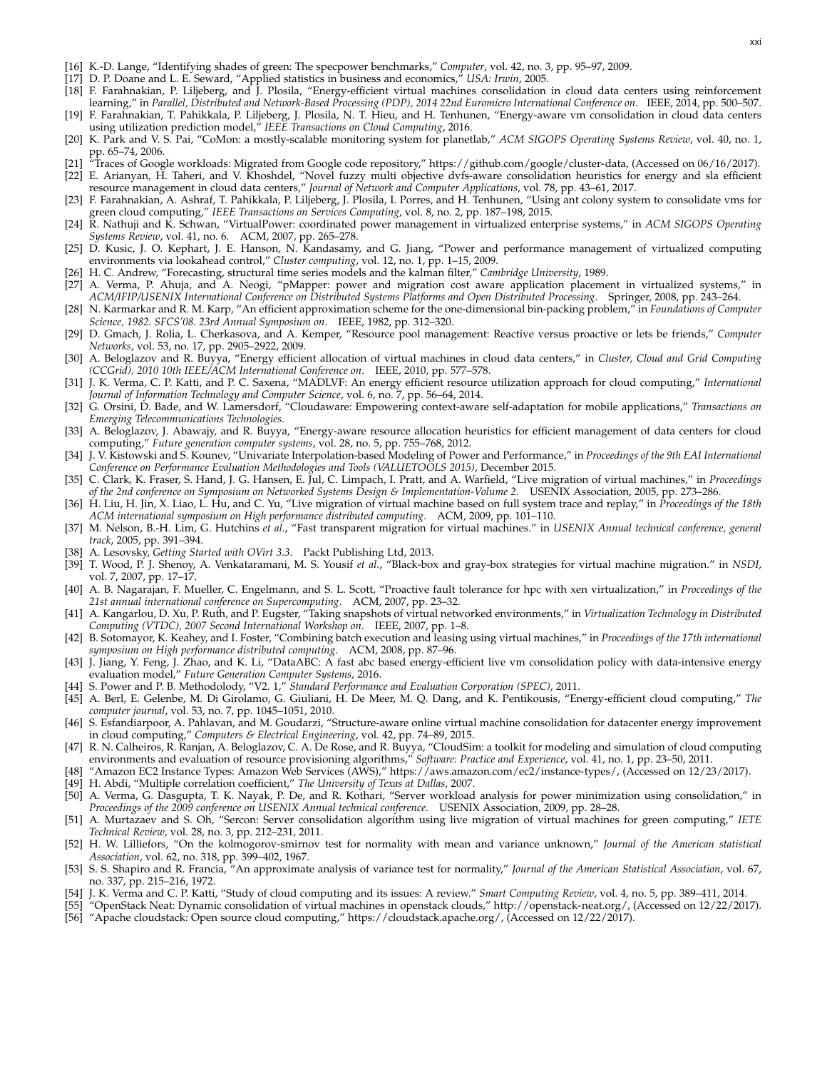[16] K.-D. Lange, "Identifying shades of green: The specpower benchmarks," *Computer*, vol. 42, no. 3, pp. 95–97, 2009.

[17] D. P. Doane and L. E. Seward, "Applied statistics in business and economics," *USA: Irwin*, 2005.

[18] F. Farahnakian, P. Liljeberg, and J. Plosila, "Energy-efficient virtual machines consolidation in cloud data centers using reinforcement learning," in *Parallel, Distributed and Network-Based Processing (PDP), 2014 22nd Euromicro International Conference on*. IEEE, 2014, pp. 500–507.

[19] F. Farahnakian, T. Pahikkala, P. Liljeberg, J. Plosila, N. T. Hieu, and H. Tenhunen, "Energy-aware vm consolidation in cloud data centers using utilization prediction model," *IEEE Transactions on Cloud Computing*, 2016.

[20] K. Park and V. S. Pai, "CoMon: a mostly-scalable monitoring system for planetlab," *ACM SIGOPS Operating Systems Review*, vol. 40, no. 1, pp. 65–74, 2006.

[21] "Traces of Google workloads: Migrated from Google code repository," https://github.com/google/cluster-data, (Accessed on 06/16/2017).

[22] E. Arianyan, H. Taheri, and V. Khoshdel, "Novel fuzzy multi objective dvfs-aware consolidation heuristics for energy and sla efficient resource management in cloud data centers," *Journal of Network and Computer Applications*, vol. 78, pp. 43–61, 2017.

[23] F. Farahnakian, A. Ashraf, T. Pahikkala, P. Liljeberg, J. Plosila, I. Porres, and H. Tenhunen, "Using ant colony system to consolidate vms for green cloud computing," *IEEE Transactions on Services Computing*, vol. 8, no. 2, pp. 187–198, 2015.

[24] R. Nathuji and K. Schwan, "VirtualPower: coordinated power management in virtualized enterprise systems," in *ACM SIGOPS Operating Systems Review*, vol. 41, no. 6. ACM, 2007, pp. 265–278.

[25] D. Kusic, J. O. Kephart, J. E. Hanson, N. Kandasamy, and G. Jiang, "Power and performance management of virtualized computing environments via lookahead control," *Cluster computing*, vol. 12, no. 1, pp. 1–15, 2009.

[26] H. C. Andrew, "Forecasting, structural time series models and the kalman filter," *Cambridge University*, 1989.

[27] A. Verma, P. Ahuja, and A. Neogi, "pMapper: power and migration cost aware application placement in virtualized systems," in *ACM/IFIP/USENIX International Conference on Distributed Systems Platforms and Open Distributed Processing*. Springer, 2008, pp. 243–264.

[28] N. Karmarkar and R. M. Karp, "An efficient approximation scheme for the one-dimensional bin-packing problem," in *Foundations of Computer Science, 1982. SFCS'08. 23rd Annual Symposium on*. IEEE, 1982, pp. 312–320.

[29] D. Gmach, J. Rolia, L. Cherkasova, and A. Kemper, "Resource pool management: Reactive versus proactive or lets be friends," *Computer Networks*, vol. 53, no. 17, pp. 2905–2922, 2009.

[30] A. Beloglazov and R. Buyya, "Energy efficient allocation of virtual machines in cloud data centers," in *Cluster, Cloud and Grid Computing (CCGrid), 2010 10th IEEE/ACM International Conference on*. IEEE, 2010, pp. 577–578.

[31] J. K. Verma, C. P. Katti, and P. C. Saxena, "MADLVF: An energy efficient resource utilization approach for cloud computing," *International Journal of Information Technology and Computer Science*, vol. 6, no. 7, pp. 56–64, 2014.

[32] G. Orsini, D. Bade, and W. Lamersdorf, "Cloudaware: Empowering context-aware self-adaptation for mobile applications," *Transactions on Emerging Telecommunications Technologies*.

[33] A. Beloglazov, J. Abawajy, and R. Buyya, "Energy-aware resource allocation heuristics for efficient management of data centers for cloud computing," *Future generation computer systems*, vol. 28, no. 5, pp. 755–768, 2012.

[34] J. V. Kistowski and S. Kounev, "Univariate Interpolation-based Modeling of Power and Performance," in *Proceedings of the 9th EAI International Conference on Performance Evaluation Methodologies and Tools (VALUETOOLS 2015)*, December 2015.

[35] C. Clark, K. Fraser, S. Hand, J. G. Hansen, E. Jul, C. Limpach, I. Pratt, and A. Warfield, "Live migration of virtual machines," in *Proceedings of the 2nd conference on Symposium on Networked Systems Design & Implementation-Volume 2*. USENIX Association, 2005, pp. 273–286.

[36] H. Liu, H. Jin, X. Liao, L. Hu, and C. Yu, "Live migration of virtual machine based on full system trace and replay," in *Proceedings of the 18th ACM international symposium on High performance distributed computing*. ACM, 2009, pp. 101–110.

[37] M. Nelson, B.-H. Lim, G. Hutchins *et al.*, "Fast transparent migration for virtual machines." in *USENIX Annual technical conference, general track*, 2005, pp. 391–394.

[38] A. Lesovsky, *Getting Started with OVirt 3.3*. Packt Publishing Ltd, 2013.

[39] T. Wood, P. J. Shenoy, A. Venkataramani, M. S. Yousif *et al.*, "Black-box and gray-box strategies for virtual machine migration." in *NSDI*, vol. 7, 2007, pp. 17–17.

[40] A. B. Nagarajan, F. Mueller, C. Engelmann, and S. L. Scott, "Proactive fault tolerance for hpc with xen virtualization," in *Proceedings of the 21st annual international conference on Supercomputing*. ACM, 2007, pp. 23–32.

[41] A. Kangarlou, D. Xu, P. Ruth, and P. Eugster, "Taking snapshots of virtual networked environments," in *Virtualization Technology in Distributed Computing (VTDC), 2007 Second International Workshop on*. IEEE, 2007, pp. 1–8.

[42] B. Sotomayor, K. Keahey, and I. Foster, "Combining batch execution and leasing using virtual machines," in *Proceedings of the 17th international symposium on High performance distributed computing*. ACM, 2008, pp. 87–96.

[43] J. Jiang, Y. Feng, J. Zhao, and K. Li, "DataABC: A fast abc based energy-efficient live vm consolidation policy with data-intensive energy evaluation model," *Future Generation Computer Systems*, 2016.

[44] S. Power and P. B. Methodoloy, "V2. 1," *Standard Performance and Evaluation Corporation (SPEC)*, 2011.

[45] A. Berl, E. Gelenbe, M. Di Girolamo, G. Giuliani, H. De Meer, M. Q. Dang, and K. Pentikousis, "Energy-efficient cloud computing," *The computer journal*, vol. 53, no. 7, pp. 1045–1051, 2010.

[46] S. Esfandiarpoor, A. Pahlavan, and M. Goudarzi, "Structure-aware online virtual machine consolidation for datacenter energy improvement in cloud computing," *Computers & Electrical Engineering*, vol. 42, pp. 74–89, 2015.

[47] R. N. Calheiros, R. Ranjan, A. Beloglazov, C. A. De Rose, and R. Buyya, "CloudSim: a toolkit for modeling and simulation of cloud computing environments and evaluation of resource provisioning algorithms," *Software: Practice and Experience*, vol. 41, no. 1, pp. 23–50, 2011.

[48] "Amazon EC2 Instance Types: Amazon Web Services (AWS)," https://aws.amazon.com/ec2/instance-types/, (Accessed on 12/23/2017).

[49] H. Abdi, "Multiple correlation coefficient," *The University of Texas at Dallas*, 2007.

[50] A. Verma, G. Dasgupta, T. K. Nayak, P. De, and R. Kothari, "Server workload analysis for power minimization using consolidation," in *Proceedings of the 2009 conference on USENIX Annual technical conference*. USENIX Association, 2009, pp. 28–28.

[51] A. Murtazaev and S. Oh, "Sercon: Server consolidation algorithm using live migration of virtual machines for green computing," *IETE Technical Review*, vol. 28, no. 3, pp. 212–231, 2011.

[52] H. W. Lilliefors, "On the kolmogorov-smirnov test for normality with mean and variance unknown," *Journal of the American statistical Association*, vol. 62, no. 318, pp. 399–402, 1967.

[53] S. S. Shapiro and R. Francia, "An approximate analysis of variance test for normality," *Journal of the American Statistical Association*, vol. 67, no. 337, pp. 215–216, 1972.

[54] J. K. Verma and C. P. Katti, "Study of cloud computing and its issues: A review." *Smart Computing Review*, vol. 4, no. 5, pp. 389–411, 2014.

[55] "OpenStack Neat: Dynamic consolidation of virtual machines in openstack clouds," http://openstack-neat.org/, (Accessed on 12/22/2017).

[56] "Apache cloudstack: Open source cloud computing," https://cloudstack.apache.org/, (Accessed on 12/22/2017).